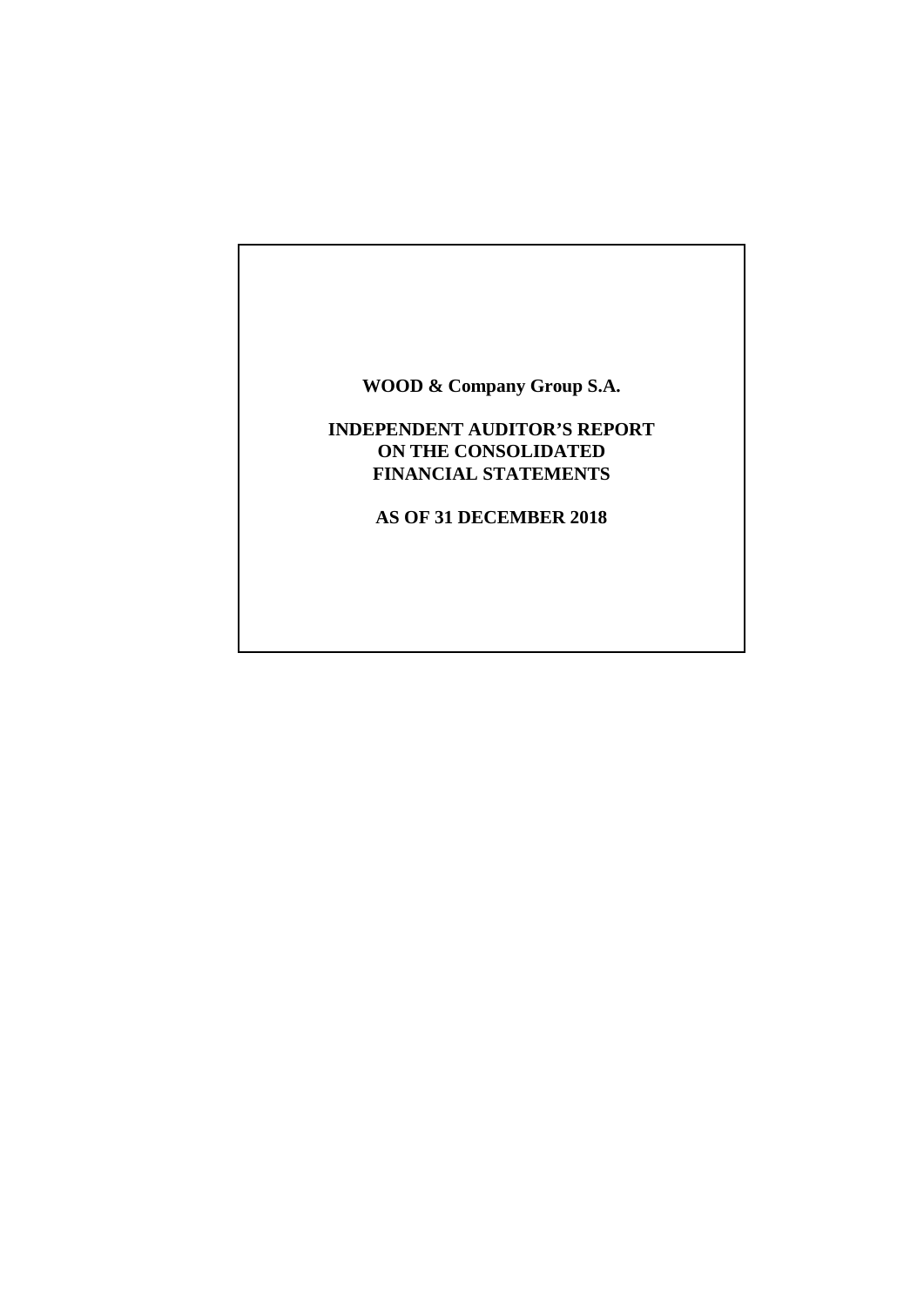**WOOD & Company Group S.A.**

**INDEPENDENT AUDITOR'S REPORT ON THE CONSOLIDATED FINANCIAL STATEMENTS**

**AS OF 31 DECEMBER 2018**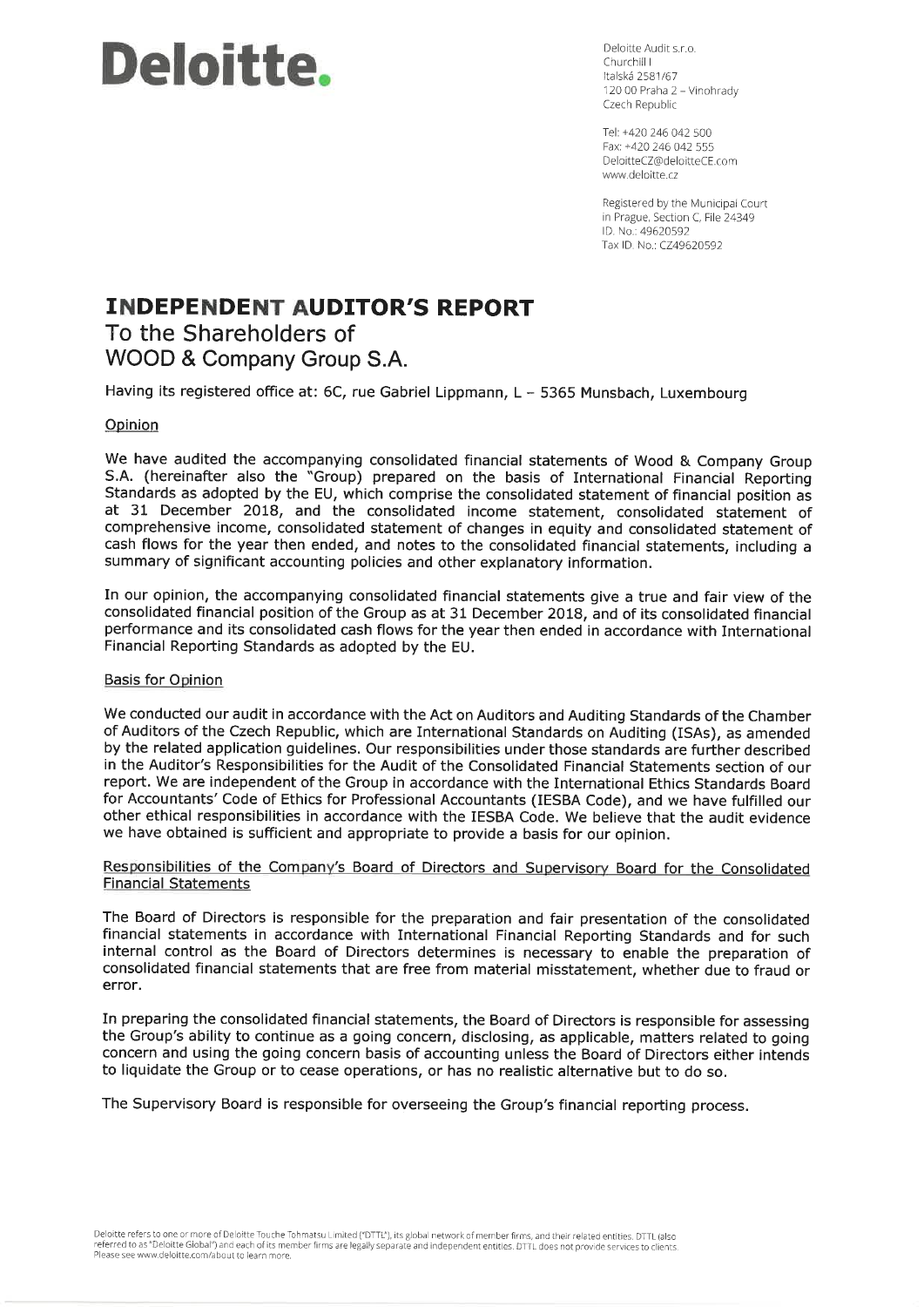# Deloitte.

Deloitte Audit s.r.o.
Churchill I
Italská 2581/67
120 00 Praha 2 – Vinohrady
Czech Republic

Tel: +420 246 042 500
Fax: +420 246 042 555
DeloitteCZ@deloitteCE.com
www.deloitte.cz

Registered by the Municipal Court
in Prague, Section C, File 24349
ID. No.: 49620592
Tax ID. No.: CZ49620592

## INDEPENDENT AUDITOR'S REPORT

### To the Shareholders of WOOD & Company Group S.A.

Having its registered office at: 6C, rue Gabriel Lippmann, L – 5365 Munsbach, Luxembourg

#### Opinion

We have audited the accompanying consolidated financial statements of Wood & Company Group S.A. (hereinafter also the "Group) prepared on the basis of International Financial Reporting Standards as adopted by the EU, which comprise the consolidated statement of financial position as at 31 December 2018, and the consolidated income statement, consolidated statement of comprehensive income, consolidated statement of changes in equity and consolidated statement of cash flows for the year then ended, and notes to the consolidated financial statements, including a summary of significant accounting policies and other explanatory information.

In our opinion, the accompanying consolidated financial statements give a true and fair view of the consolidated financial position of the Group as at 31 December 2018, and of its consolidated financial performance and its consolidated cash flows for the year then ended in accordance with International Financial Reporting Standards as adopted by the EU.

#### Basis for Opinion

We conducted our audit in accordance with the Act on Auditors and Auditing Standards of the Chamber of Auditors of the Czech Republic, which are International Standards on Auditing (ISAs), as amended by the related application guidelines. Our responsibilities under those standards are further described in the Auditor's Responsibilities for the Audit of the Consolidated Financial Statements section of our report. We are independent of the Group in accordance with the International Ethics Standards Board for Accountants' Code of Ethics for Professional Accountants (IESBA Code), and we have fulfilled our other ethical responsibilities in accordance with the IESBA Code. We believe that the audit evidence we have obtained is sufficient and appropriate to provide a basis for our opinion.

#### Responsibilities of the Company's Board of Directors and Supervisory Board for the Consolidated Financial Statements

The Board of Directors is responsible for the preparation and fair presentation of the consolidated financial statements in accordance with International Financial Reporting Standards and for such internal control as the Board of Directors determines is necessary to enable the preparation of consolidated financial statements that are free from material misstatement, whether due to fraud or error.

In preparing the consolidated financial statements, the Board of Directors is responsible for assessing the Group's ability to continue as a going concern, disclosing, as applicable, matters related to going concern and using the going concern basis of accounting unless the Board of Directors either intends to liquidate the Group or to cease operations, or has no realistic alternative but to do so.

The Supervisory Board is responsible for overseeing the Group's financial reporting process.

Deloitte refers to one or more of Deloitte Touche Tohmatsu Limited ("DTTL"), its global network of member firms, and their related entities. DTTL (also referred to as "Deloitte Global") and each of its member firms are legally separate and independent entities. DTTL does not provide services to clients. Please see www.deloitte.com/about to learn more.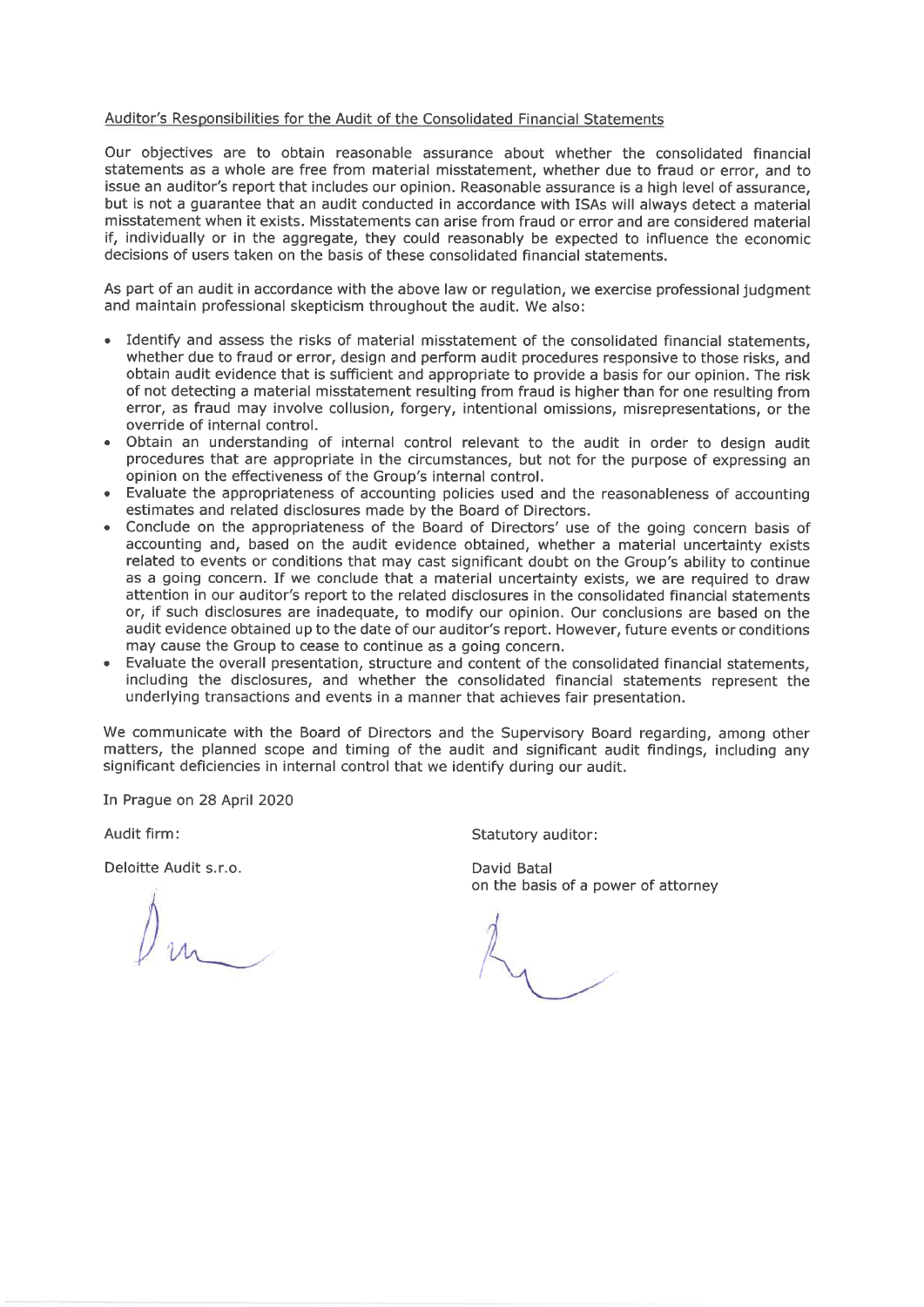Auditor's Responsibilities for the Audit of the Consolidated Financial Statements

Our objectives are to obtain reasonable assurance about whether the consolidated financial statements as a whole are free from material misstatement, whether due to fraud or error, and to issue an auditor's report that includes our opinion. Reasonable assurance is a high level of assurance, but is not a guarantee that an audit conducted in accordance with ISAs will always detect a material misstatement when it exists. Misstatements can arise from fraud or error and are considered material if, individually or in the aggregate, they could reasonably be expected to influence the economic decisions of users taken on the basis of these consolidated financial statements.

As part of an audit in accordance with the above law or regulation, we exercise professional judgment and maintain professional skepticism throughout the audit. We also:

- Identify and assess the risks of material misstatement of the consolidated financial statements, whether due to fraud or error, design and perform audit procedures responsive to those risks, and obtain audit evidence that is sufficient and appropriate to provide a basis for our opinion. The risk of not detecting a material misstatement resulting from fraud is higher than for one resulting from error, as fraud may involve collusion, forgery, intentional omissions, misrepresentations, or the override of internal control.
- Obtain an understanding of internal control relevant to the audit in order to design audit procedures that are appropriate in the circumstances, but not for the purpose of expressing an opinion on the effectiveness of the Group's internal control.
- Evaluate the appropriateness of accounting policies used and the reasonableness of accounting estimates and related disclosures made by the Board of Directors.
- Conclude on the appropriateness of the Board of Directors' use of the going concern basis of accounting and, based on the audit evidence obtained, whether a material uncertainty exists related to events or conditions that may cast significant doubt on the Group's ability to continue as a going concern. If we conclude that a material uncertainty exists, we are required to draw attention in our auditor's report to the related disclosures in the consolidated financial statements or, if such disclosures are inadequate, to modify our opinion. Our conclusions are based on the audit evidence obtained up to the date of our auditor's report. However, future events or conditions may cause the Group to cease to continue as a going concern.
- Evaluate the overall presentation, structure and content of the consolidated financial statements, including the disclosures, and whether the consolidated financial statements represent the underlying transactions and events in a manner that achieves fair presentation.

We communicate with the Board of Directors and the Supervisory Board regarding, among other matters, the planned scope and timing of the audit and significant audit findings, including any significant deficiencies in internal control that we identify during our audit.

In Prague on 28 April 2020

Audit firm:

Deloitte Audit s.r.o.

Statutory auditor:

David Batal
on the basis of a power of attorney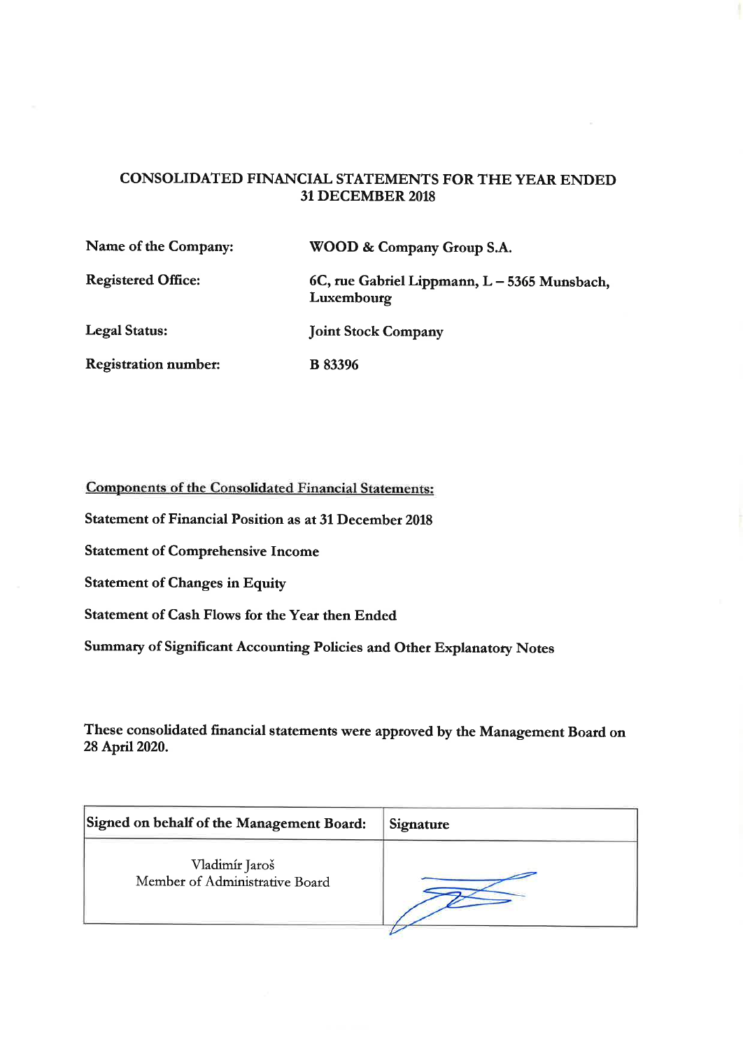# CONSOLIDATED FINANCIAL STATEMENTS FOR THE YEAR ENDED 31 DECEMBER 2018

| | |
|---|---|
| **Name of the Company:** | **WOOD & Company Group S.A.** |
| **Registered Office:** | **6C, rue Gabriel Lippmann, L – 5365 Munsbach, Luxembourg** |
| **Legal Status:** | **Joint Stock Company** |
| **Registration number:** | **B 83396** |

**Components of the Consolidated Financial Statements:**

**Statement of Financial Position as at 31 December 2018**

**Statement of Comprehensive Income**

**Statement of Changes in Equity**

**Statement of Cash Flows for the Year then Ended**

**Summary of Significant Accounting Policies and Other Explanatory Notes**

**These consolidated financial statements were approved by the Management Board on 28 April 2020.**

| **Signed on behalf of the Management Board:** | **Signature** |
|---|---|
| Vladimír Jaroš<br>Member of Administrative Board | |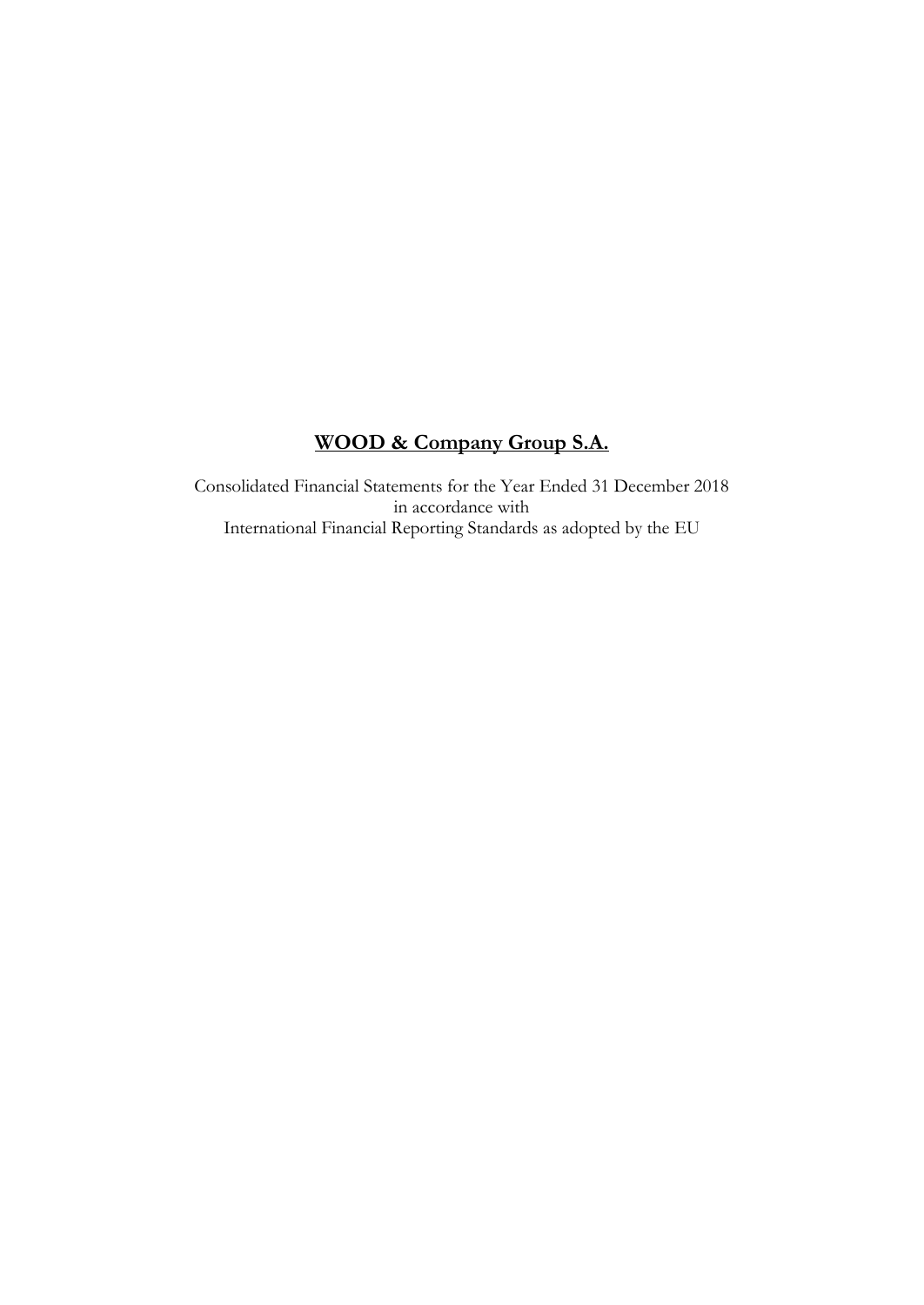# WOOD & Company Group S.A.

Consolidated Financial Statements for the Year Ended 31 December 2018
in accordance with
International Financial Reporting Standards as adopted by the EU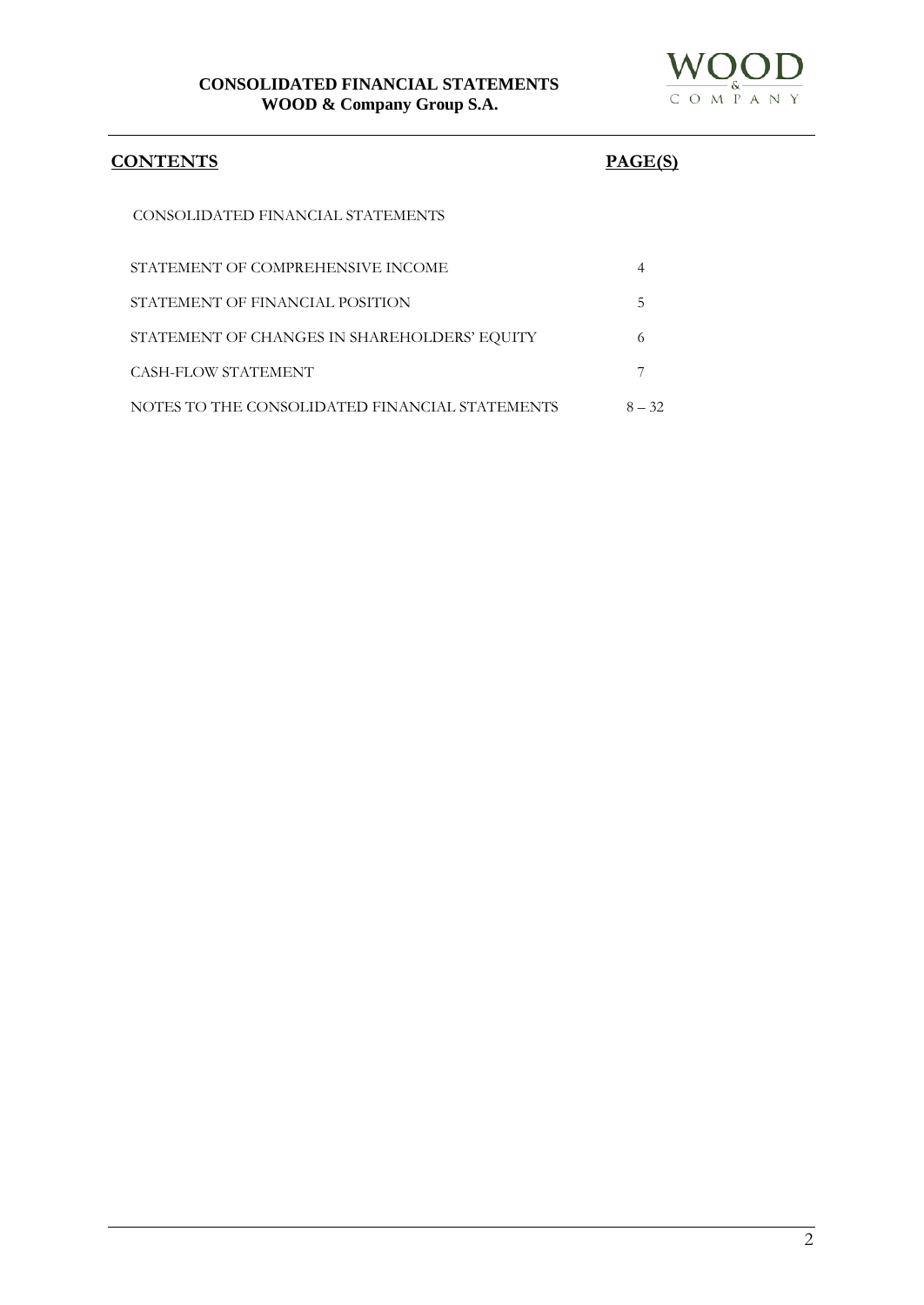## CONTENTS

| | PAGE(S) |
|---|---|
| CONSOLIDATED FINANCIAL STATEMENTS | |
| STATEMENT OF COMPREHENSIVE INCOME | 4 |
| STATEMENT OF FINANCIAL POSITION | 5 |
| STATEMENT OF CHANGES IN SHAREHOLDERS' EQUITY | 6 |
| CASH-FLOW STATEMENT | 7 |
| NOTES TO THE CONSOLIDATED FINANCIAL STATEMENTS | 8 – 32 |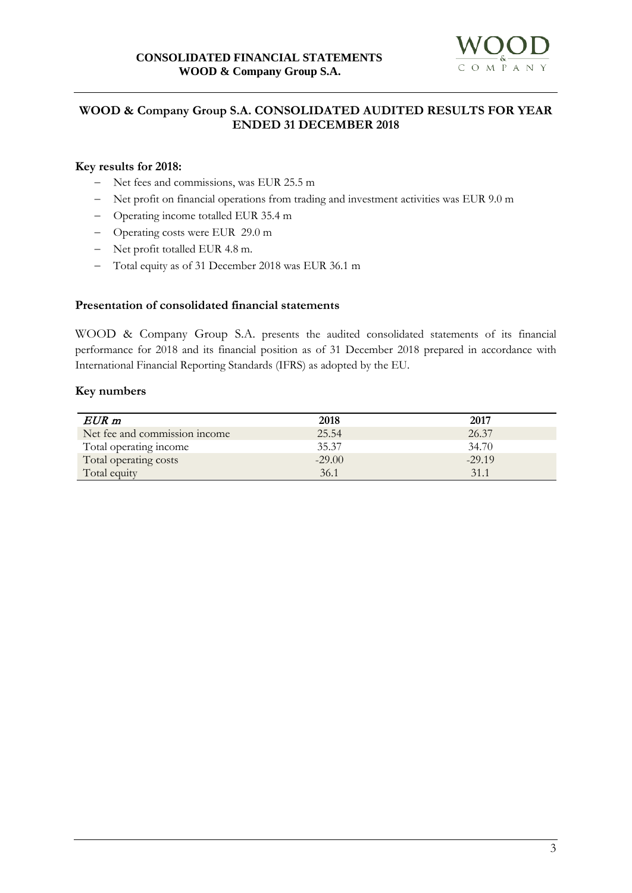## WOOD & Company Group S.A. CONSOLIDATED AUDITED RESULTS FOR YEAR ENDED 31 DECEMBER 2018

### Key results for 2018:

- Net fees and commissions, was EUR 25.5 m
- Net profit on financial operations from trading and investment activities was EUR 9.0 m
- Operating income totalled EUR 35.4 m
- Operating costs were EUR 29.0 m
- Net profit totalled EUR 4.8 m.
- Total equity as of 31 December 2018 was EUR 36.1 m

### Presentation of consolidated financial statements

WOOD & Company Group S.A. presents the audited consolidated statements of its financial performance for 2018 and its financial position as of 31 December 2018 prepared in accordance with International Financial Reporting Standards (IFRS) as adopted by the EU.

### Key numbers

| *EUR m* | 2018 | 2017 |
|---|---|---|
| Net fee and commission income | 25.54 | 26.37 |
| Total operating income | 35.37 | 34.70 |
| Total operating costs | -29.00 | -29.19 |
| Total equity | 36.1 | 31.1 |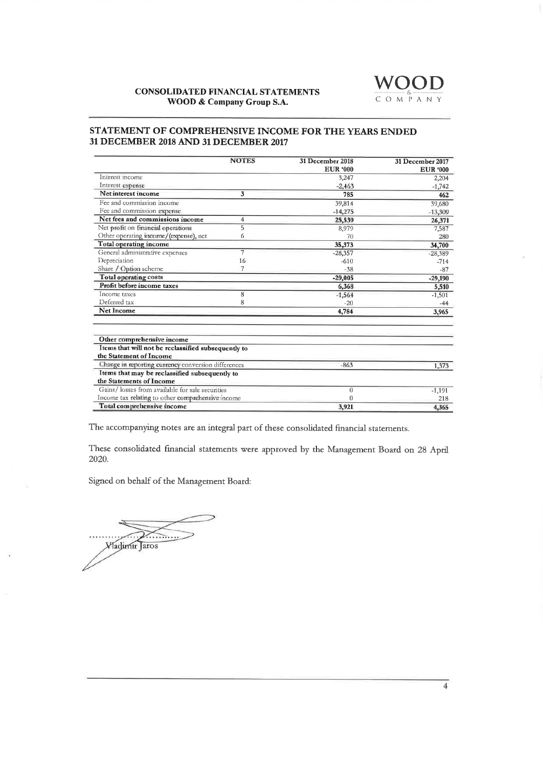# STATEMENT OF COMPREHENSIVE INCOME FOR THE YEARS ENDED 31 DECEMBER 2018 AND 31 DECEMBER 2017

| | NOTES | 31 December 2018 EUR '000 | 31 December 2017 EUR '000 |
|---|---|---|---|
| Interest income | | 3,247 | 2,204 |
| Interest expense | | -2,463 | -1,742 |
| **Net interest income** | 3 | **785** | **462** |
| Fee and commission income | | 39,814 | 39,680 |
| Fee and commission expense | | -14,275 | -13,309 |
| **Net fees and commissions income** | 4 | **25,539** | **26,371** |
| Net profit on financial operations | 5 | 8,979 | 7,587 |
| Other operating income/(expense), net | 6 | 70 | 280 |
| **Total operating income** | | **35,373** | **34,700** |
| General administrative expenses | 7 | -28,357 | -28,389 |
| Depreciation | 16 | -610 | -714 |
| Share / Option scheme | 7 | -38 | -87 |
| **Total operating costs** | | **-29,005** | **-29,190** |
| **Profit before income taxes** | | **6,368** | **5,510** |
| Income taxes | 8 | -1,564 | -1,501 |
| Deferred tax | 8 | -20 | -44 |
| **Net Income** | | **4,784** | **3,965** |
| | | | |
| **Other comprehensive income** | | | |
| **Items that will not be reclassified subsequently to the Statement of Income** | | | |
| Change in reporting currency conversion differences | | -863 | 1,373 |
| **Items that may be reclassified subsequently to the Statements of Income** | | | |
| Gains/ losses from available for sale securities | | 0 | -1,191 |
| Income tax relating to other comprehensive income | | 0 | 218 |
| **Total comprehensive income** | | **3,921** | **4,365** |

The accompanying notes are an integral part of these consolidated financial statements.

These consolidated financial statements were approved by the Management Board on 28 April 2020.

Signed on behalf of the Management Board:

Vladimír Jaros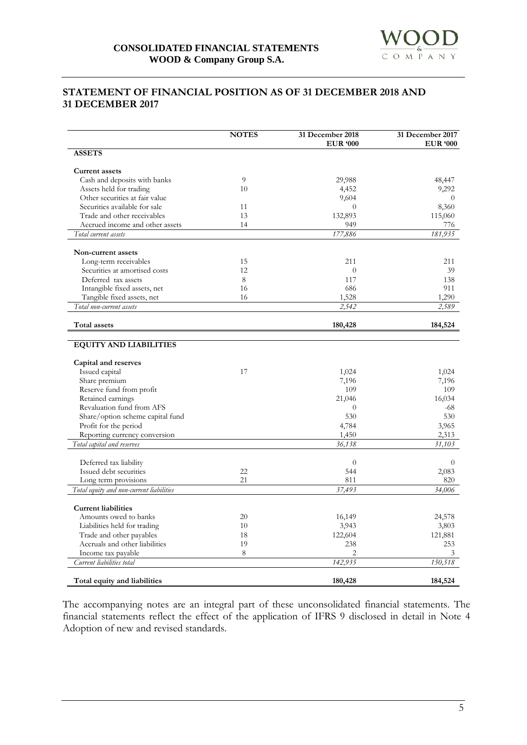## STATEMENT OF FINANCIAL POSITION AS OF 31 DECEMBER 2018 AND 31 DECEMBER 2017

| | NOTES | 31 December 2018 EUR '000 | 31 December 2017 EUR '000 |
|---|---|---|---|
| **ASSETS** | | | |
| **Current assets** | | | |
| Cash and deposits with banks | 9 | 29,988 | 48,447 |
| Assets held for trading | 10 | 4,452 | 9,292 |
| Other securities at fair value | | 9,604 | 0 |
| Securities available for sale | 11 | 0 | 8,360 |
| Trade and other receivables | 13 | 132,893 | 115,060 |
| Accrued income and other assets | 14 | 949 | 776 |
| *Total current assets* | | *177,886* | *181,935* |
| **Non-current assets** | | | |
| Long-term receivables | 15 | 211 | 211 |
| Securities at amortised costs | 12 | 0 | 39 |
| Deferred tax assets | 8 | 117 | 138 |
| Intangible fixed assets, net | 16 | 686 | 911 |
| Tangible fixed assets, net | 16 | 1,528 | 1,290 |
| *Total non-current assets* | | *2,542* | *2,589* |
| **Total assets** | | **180,428** | **184,524** |
| **EQUITY AND LIABILITIES** | | | |
| **Capital and reserves** | | | |
| Issued capital | 17 | 1,024 | 1,024 |
| Share premium | | 7,196 | 7,196 |
| Reserve fund from profit | | 109 | 109 |
| Retained earnings | | 21,046 | 16,034 |
| Revaluation fund from AFS | | 0 | -68 |
| Share/option scheme capital fund | | 530 | 530 |
| Profit for the period | | 4,784 | 3,965 |
| Reporting currency conversion | | 1,450 | 2,313 |
| *Total capital and reserves* | | *36,138* | *31,103* |
| Deferred tax liability | | 0 | 0 |
| Issued debt securities | 22 | 544 | 2,083 |
| Long term provisions | 21 | 811 | 820 |
| *Total equity and non-current liabilities* | | *37,493* | *34,006* |
| **Current liabilities** | | | |
| Amounts owed to banks | 20 | 16,149 | 24,578 |
| Liabilities held for trading | 10 | 3,943 | 3,803 |
| Trade and other payables | 18 | 122,604 | 121,881 |
| Accruals and other liabilities | 19 | 238 | 253 |
| Income tax payable | 8 | 2 | 3 |
| *Current liabilities total* | | *142,935* | *150,518* |
| **Total equity and liabilities** | | **180,428** | **184,524** |

The accompanying notes are an integral part of these unconsolidated financial statements. The financial statements reflect the effect of the application of IFRS 9 disclosed in detail in Note 4 Adoption of new and revised standards.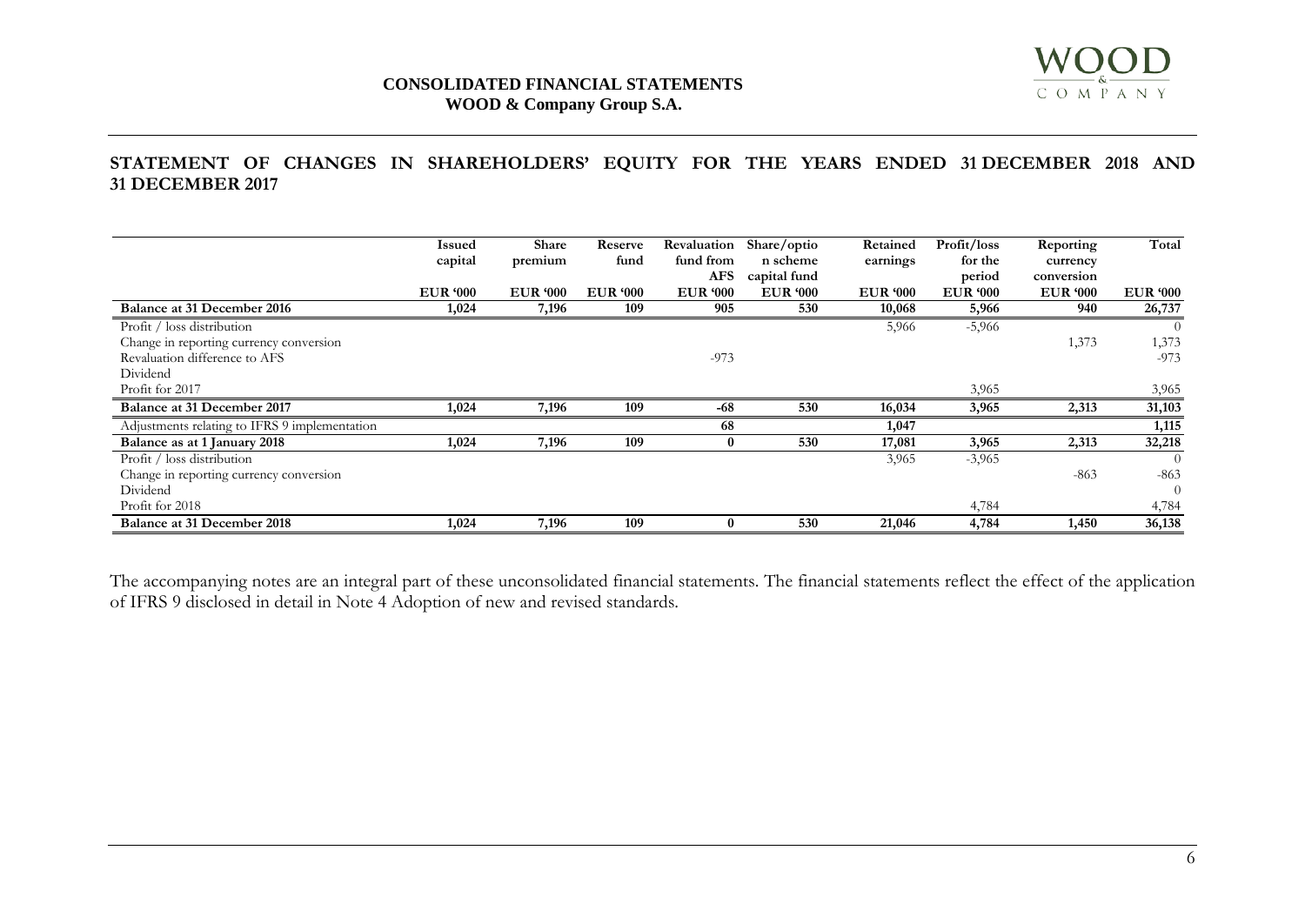# STATEMENT OF CHANGES IN SHAREHOLDERS' EQUITY FOR THE YEARS ENDED 31 DECEMBER 2018 AND 31 DECEMBER 2017

| | Issued capital | Share premium | Reserve fund | Revaluation fund from AFS | Share/option scheme capital fund | Retained earnings | Profit/loss for the period | Reporting currency conversion | Total |
|---|---|---|---|---|---|---|---|---|---|
| | EUR '000 | EUR '000 | EUR '000 | EUR '000 | EUR '000 | EUR '000 | EUR '000 | EUR '000 | EUR '000 |
| **Balance at 31 December 2016** | **1,024** | **7,196** | **109** | **905** | **530** | **10,068** | **5,966** | **940** | **26,737** |
| Profit / loss distribution | | | | | | 5,966 | -5,966 | | 0 |
| Change in reporting currency conversion | | | | | | | | 1,373 | 1,373 |
| Revaluation difference to AFS | | | | -973 | | | | | -973 |
| Dividend | | | | | | | | | |
| Profit for 2017 | | | | | | | 3,965 | | 3,965 |
| **Balance at 31 December 2017** | **1,024** | **7,196** | **109** | **-68** | **530** | **16,034** | **3,965** | **2,313** | **31,103** |
| Adjustments relating to IFRS 9 implementation | | | | **68** | | **1,047** | | | **1,115** |
| **Balance as at 1 January 2018** | **1,024** | **7,196** | **109** | **0** | **530** | **17,081** | **3,965** | **2,313** | **32,218** |
| Profit / loss distribution | | | | | | 3,965 | -3,965 | | 0 |
| Change in reporting currency conversion | | | | | | | | -863 | -863 |
| Dividend | | | | | | | | | 0 |
| Profit for 2018 | | | | | | | 4,784 | | 4,784 |
| **Balance at 31 December 2018** | **1,024** | **7,196** | **109** | **0** | **530** | **21,046** | **4,784** | **1,450** | **36,138** |

The accompanying notes are an integral part of these unconsolidated financial statements. The financial statements reflect the effect of the application of IFRS 9 disclosed in detail in Note 4 Adoption of new and revised standards.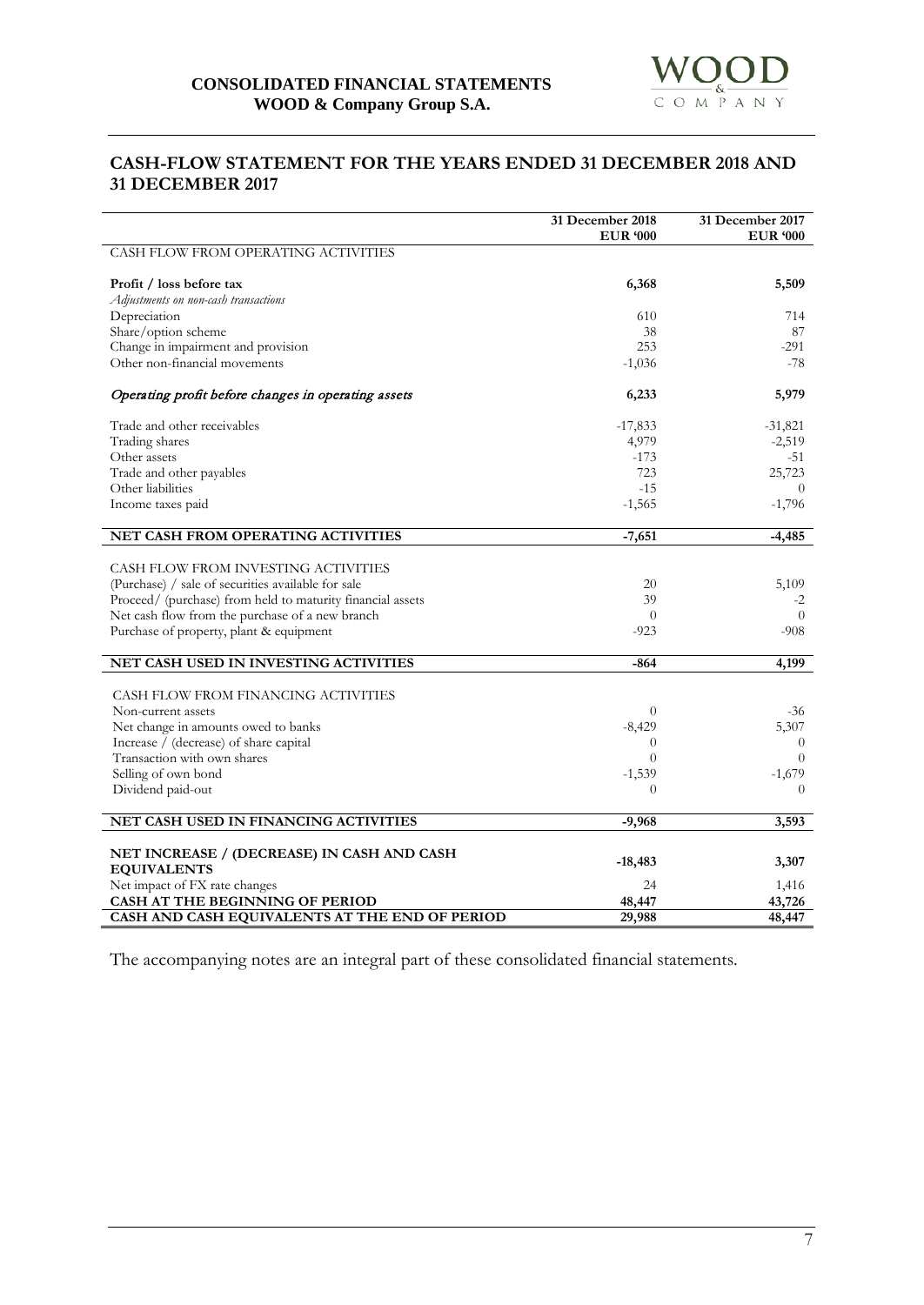## CASH-FLOW STATEMENT FOR THE YEARS ENDED 31 DECEMBER 2018 AND 31 DECEMBER 2017

| | 31 December 2018 EUR '000 | 31 December 2017 EUR '000 |
|---|---|---|
| CASH FLOW FROM OPERATING ACTIVITIES | | |
| **Profit / loss before tax** | **6,368** | **5,509** |
| *Adjustments on non-cash transactions* | | |
| Depreciation | 610 | 714 |
| Share/option scheme | 38 | 87 |
| Change in impairment and provision | 253 | -291 |
| Other non-financial movements | -1,036 | -78 |
| *Operating profit before changes in operating assets* | **6,233** | **5,979** |
| Trade and other receivables | -17,833 | -31,821 |
| Trading shares | 4,979 | -2,519 |
| Other assets | -173 | -51 |
| Trade and other payables | 723 | 25,723 |
| Other liabilities | -15 | 0 |
| Income taxes paid | -1,565 | -1,796 |
| **NET CASH FROM OPERATING ACTIVITIES** | **-7,651** | **-4,485** |
| CASH FLOW FROM INVESTING ACTIVITIES | | |
| (Purchase) / sale of securities available for sale | 20 | 5,109 |
| Proceed/ (purchase) from held to maturity financial assets | 39 | -2 |
| Net cash flow from the purchase of a new branch | 0 | 0 |
| Purchase of property, plant & equipment | -923 | -908 |
| **NET CASH USED IN INVESTING ACTIVITIES** | **-864** | **4,199** |
| CASH FLOW FROM FINANCING ACTIVITIES | | |
| Non-current assets | 0 | -36 |
| Net change in amounts owed to banks | -8,429 | 5,307 |
| Increase / (decrease) of share capital | 0 | 0 |
| Transaction with own shares | 0 | 0 |
| Selling of own bond | -1,539 | -1,679 |
| Dividend paid-out | 0 | 0 |
| **NET CASH USED IN FINANCING ACTIVITIES** | **-9,968** | **3,593** |
| **NET INCREASE / (DECREASE) IN CASH AND CASH EQUIVALENTS** | **-18,483** | **3,307** |
| Net impact of FX rate changes | 24 | 1,416 |
| **CASH AT THE BEGINNING OF PERIOD** | **48,447** | **43,726** |
| **CASH AND CASH EQUIVALENTS AT THE END OF PERIOD** | **29,988** | **48,447** |

The accompanying notes are an integral part of these consolidated financial statements.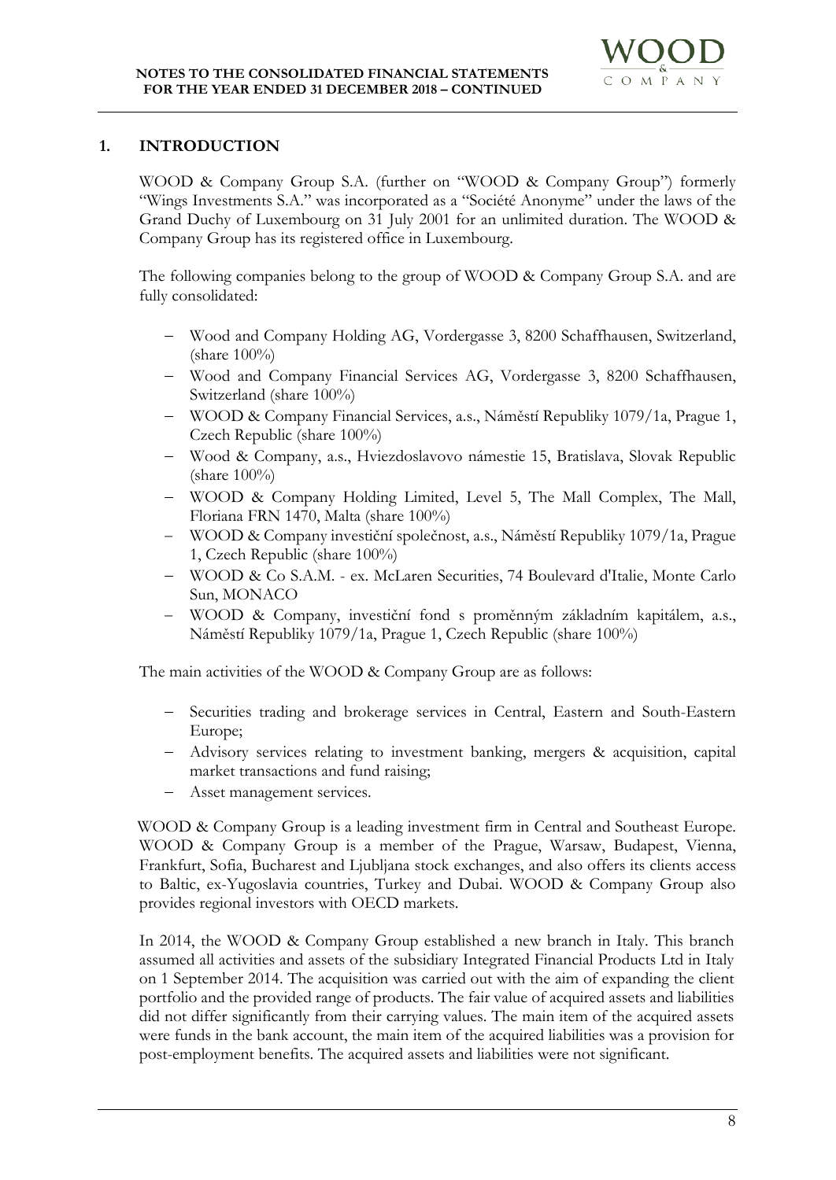## 1. INTRODUCTION

WOOD & Company Group S.A. (further on "WOOD & Company Group") formerly "Wings Investments S.A." was incorporated as a "Société Anonyme" under the laws of the Grand Duchy of Luxembourg on 31 July 2001 for an unlimited duration. The WOOD & Company Group has its registered office in Luxembourg.

The following companies belong to the group of WOOD & Company Group S.A. and are fully consolidated:

- Wood and Company Holding AG, Vordergasse 3, 8200 Schaffhausen, Switzerland, (share 100%)
- Wood and Company Financial Services AG, Vordergasse 3, 8200 Schaffhausen, Switzerland (share 100%)
- WOOD & Company Financial Services, a.s., Náměstí Republiky 1079/1a, Prague 1, Czech Republic (share 100%)
- Wood & Company, a.s., Hviezdoslavovo námestie 15, Bratislava, Slovak Republic (share 100%)
- WOOD & Company Holding Limited, Level 5, The Mall Complex, The Mall, Floriana FRN 1470, Malta (share 100%)
- WOOD & Company investiční společnost, a.s., Náměstí Republiky 1079/1a, Prague 1, Czech Republic (share 100%)
- WOOD & Co S.A.M. - ex. McLaren Securities, 74 Boulevard d'Italie, Monte Carlo Sun, MONACO
- WOOD & Company, investiční fond s proměnným základním kapitálem, a.s., Náměstí Republiky 1079/1a, Prague 1, Czech Republic (share 100%)

The main activities of the WOOD & Company Group are as follows:

- Securities trading and brokerage services in Central, Eastern and South-Eastern Europe;
- Advisory services relating to investment banking, mergers & acquisition, capital market transactions and fund raising;
- Asset management services.

WOOD & Company Group is a leading investment firm in Central and Southeast Europe. WOOD & Company Group is a member of the Prague, Warsaw, Budapest, Vienna, Frankfurt, Sofia, Bucharest and Ljubljana stock exchanges, and also offers its clients access to Baltic, ex-Yugoslavia countries, Turkey and Dubai. WOOD & Company Group also provides regional investors with OECD markets.

In 2014, the WOOD & Company Group established a new branch in Italy. This branch assumed all activities and assets of the subsidiary Integrated Financial Products Ltd in Italy on 1 September 2014. The acquisition was carried out with the aim of expanding the client portfolio and the provided range of products. The fair value of acquired assets and liabilities did not differ significantly from their carrying values. The main item of the acquired assets were funds in the bank account, the main item of the acquired liabilities was a provision for post-employment benefits. The acquired assets and liabilities were not significant.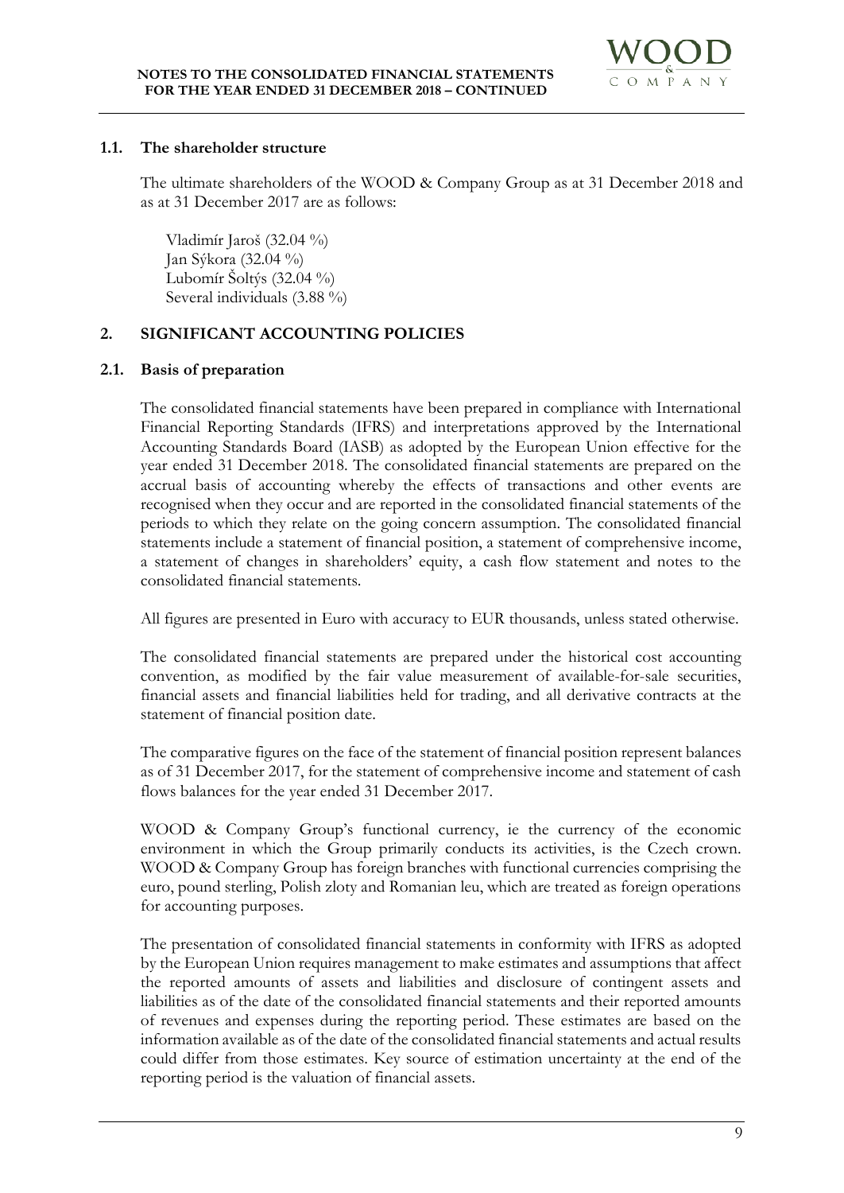### 1.1. The shareholder structure

The ultimate shareholders of the WOOD & Company Group as at 31 December 2018 and as at 31 December 2017 are as follows:

Vladimír Jaroš (32.04 %)
Jan Sýkora (32.04 %)
Lubomír Šoltýs (32.04 %)
Several individuals (3.88 %)

## 2. SIGNIFICANT ACCOUNTING POLICIES

### 2.1. Basis of preparation

The consolidated financial statements have been prepared in compliance with International Financial Reporting Standards (IFRS) and interpretations approved by the International Accounting Standards Board (IASB) as adopted by the European Union effective for the year ended 31 December 2018. The consolidated financial statements are prepared on the accrual basis of accounting whereby the effects of transactions and other events are recognised when they occur and are reported in the consolidated financial statements of the periods to which they relate on the going concern assumption. The consolidated financial statements include a statement of financial position, a statement of comprehensive income, a statement of changes in shareholders' equity, a cash flow statement and notes to the consolidated financial statements.

All figures are presented in Euro with accuracy to EUR thousands, unless stated otherwise.

The consolidated financial statements are prepared under the historical cost accounting convention, as modified by the fair value measurement of available-for-sale securities, financial assets and financial liabilities held for trading, and all derivative contracts at the statement of financial position date.

The comparative figures on the face of the statement of financial position represent balances as of 31 December 2017, for the statement of comprehensive income and statement of cash flows balances for the year ended 31 December 2017.

WOOD & Company Group's functional currency, ie the currency of the economic environment in which the Group primarily conducts its activities, is the Czech crown. WOOD & Company Group has foreign branches with functional currencies comprising the euro, pound sterling, Polish zloty and Romanian leu, which are treated as foreign operations for accounting purposes.

The presentation of consolidated financial statements in conformity with IFRS as adopted by the European Union requires management to make estimates and assumptions that affect the reported amounts of assets and liabilities and disclosure of contingent assets and liabilities as of the date of the consolidated financial statements and their reported amounts of revenues and expenses during the reporting period. These estimates are based on the information available as of the date of the consolidated financial statements and actual results could differ from those estimates. Key source of estimation uncertainty at the end of the reporting period is the valuation of financial assets.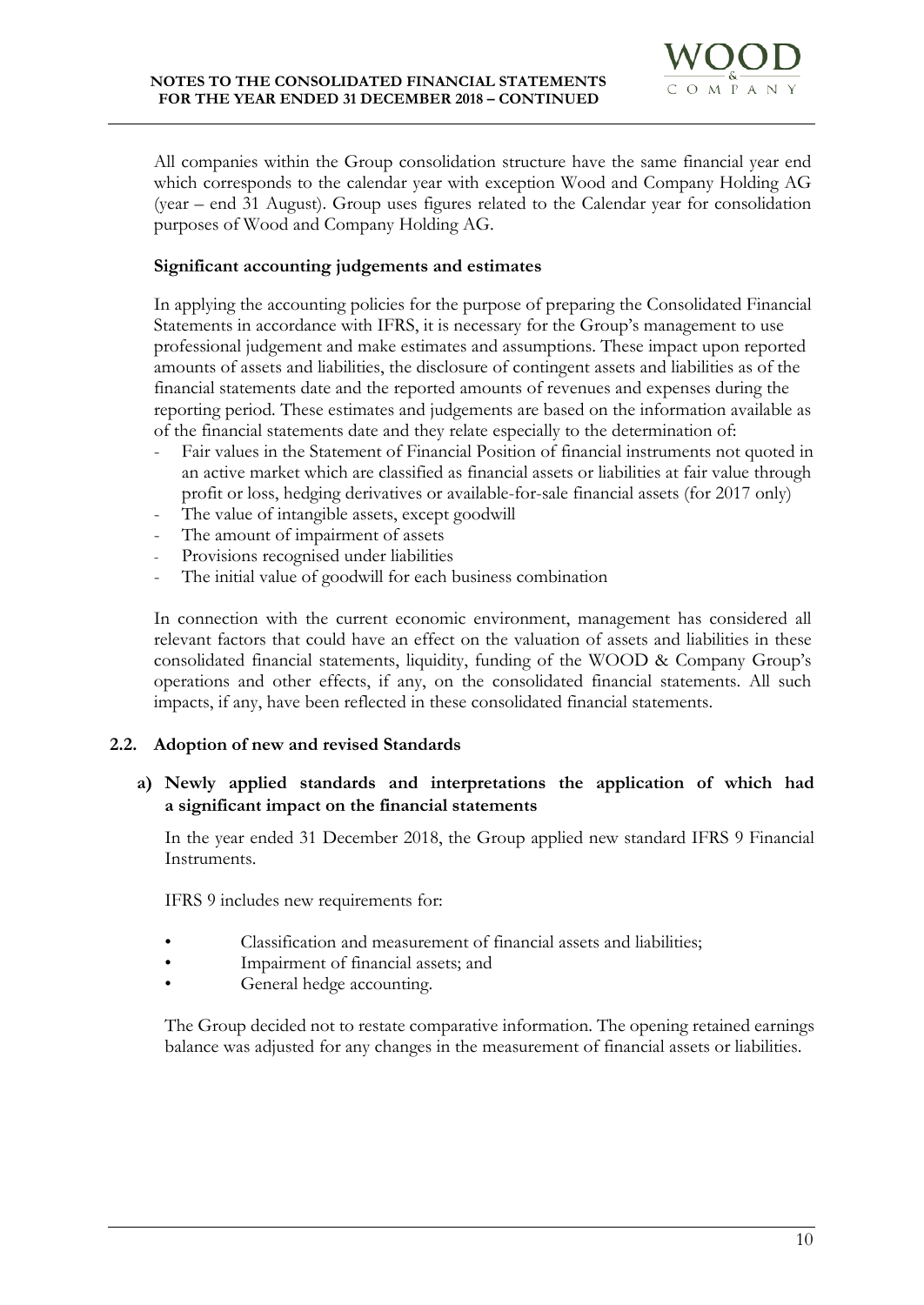All companies within the Group consolidation structure have the same financial year end which corresponds to the calendar year with exception Wood and Company Holding AG (year – end 31 August). Group uses figures related to the Calendar year for consolidation purposes of Wood and Company Holding AG.

**Significant accounting judgements and estimates**

In applying the accounting policies for the purpose of preparing the Consolidated Financial Statements in accordance with IFRS, it is necessary for the Group's management to use professional judgement and make estimates and assumptions. These impact upon reported amounts of assets and liabilities, the disclosure of contingent assets and liabilities as of the financial statements date and the reported amounts of revenues and expenses during the reporting period. These estimates and judgements are based on the information available as of the financial statements date and they relate especially to the determination of:

- Fair values in the Statement of Financial Position of financial instruments not quoted in an active market which are classified as financial assets or liabilities at fair value through profit or loss, hedging derivatives or available-for-sale financial assets (for 2017 only)
- The value of intangible assets, except goodwill
- The amount of impairment of assets
- Provisions recognised under liabilities
- The initial value of goodwill for each business combination

In connection with the current economic environment, management has considered all relevant factors that could have an effect on the valuation of assets and liabilities in these consolidated financial statements, liquidity, funding of the WOOD & Company Group's operations and other effects, if any, on the consolidated financial statements. All such impacts, if any, have been reflected in these consolidated financial statements.

## 2.2. Adoption of new and revised Standards

### a) Newly applied standards and interpretations the application of which had a significant impact on the financial statements

In the year ended 31 December 2018, the Group applied new standard IFRS 9 Financial Instruments.

IFRS 9 includes new requirements for:

- Classification and measurement of financial assets and liabilities;
- Impairment of financial assets; and
- General hedge accounting.

The Group decided not to restate comparative information. The opening retained earnings balance was adjusted for any changes in the measurement of financial assets or liabilities.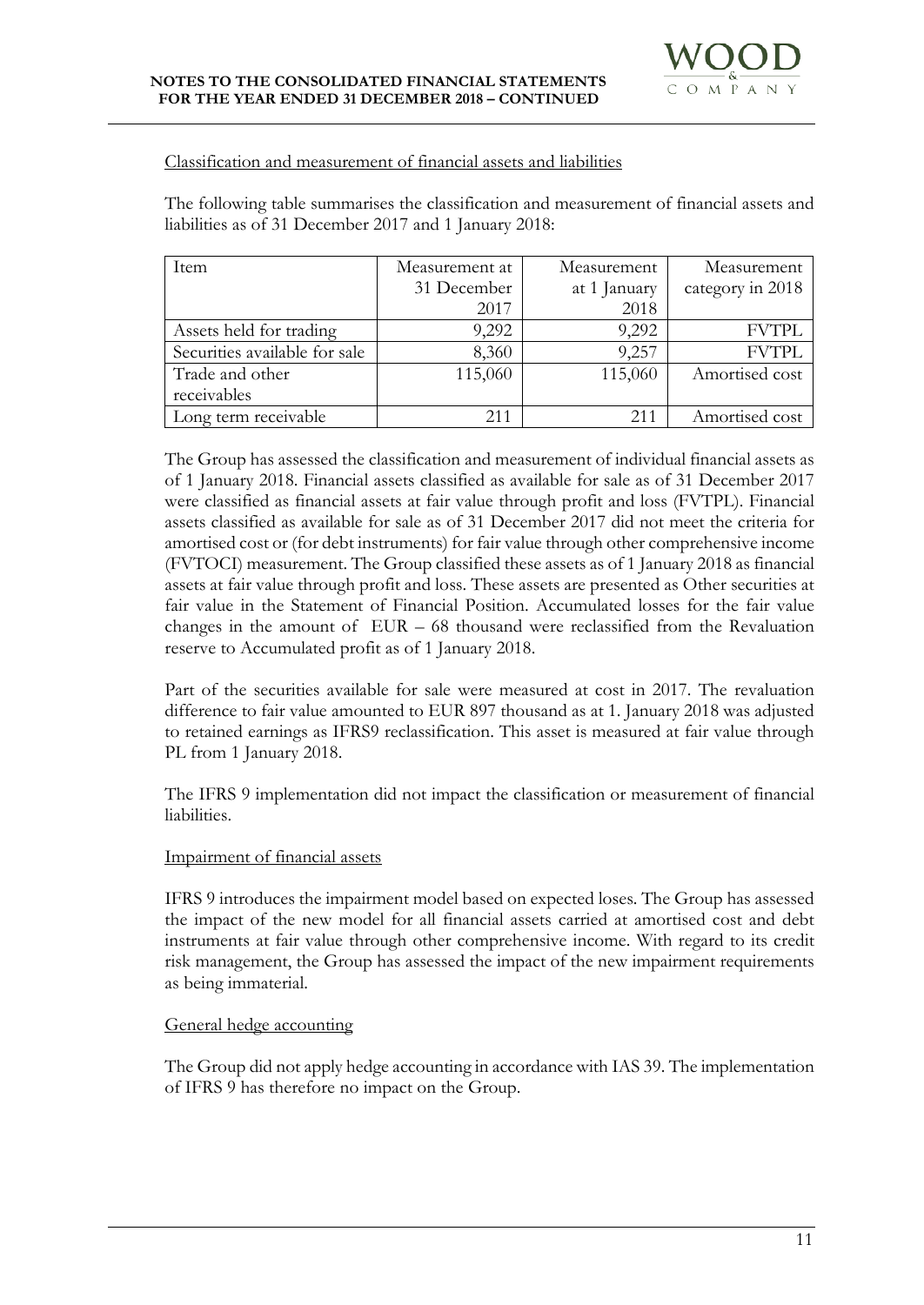Classification and measurement of financial assets and liabilities

The following table summarises the classification and measurement of financial assets and liabilities as of 31 December 2017 and 1 January 2018:

| Item | Measurement at 31 December 2017 | Measurement at 1 January 2018 | Measurement category in 2018 |
|---|---|---|---|
| Assets held for trading | 9,292 | 9,292 | FVTPL |
| Securities available for sale | 8,360 | 9,257 | FVTPL |
| Trade and other receivables | 115,060 | 115,060 | Amortised cost |
| Long term receivable | 211 | 211 | Amortised cost |

The Group has assessed the classification and measurement of individual financial assets as of 1 January 2018. Financial assets classified as available for sale as of 31 December 2017 were classified as financial assets at fair value through profit and loss (FVTPL). Financial assets classified as available for sale as of 31 December 2017 did not meet the criteria for amortised cost or (for debt instruments) for fair value through other comprehensive income (FVTOCI) measurement. The Group classified these assets as of 1 January 2018 as financial assets at fair value through profit and loss. These assets are presented as Other securities at fair value in the Statement of Financial Position. Accumulated losses for the fair value changes in the amount of EUR – 68 thousand were reclassified from the Revaluation reserve to Accumulated profit as of 1 January 2018.

Part of the securities available for sale were measured at cost in 2017. The revaluation difference to fair value amounted to EUR 897 thousand as at 1. January 2018 was adjusted to retained earnings as IFRS9 reclassification. This asset is measured at fair value through PL from 1 January 2018.

The IFRS 9 implementation did not impact the classification or measurement of financial liabilities.

Impairment of financial assets

IFRS 9 introduces the impairment model based on expected loses. The Group has assessed the impact of the new model for all financial assets carried at amortised cost and debt instruments at fair value through other comprehensive income. With regard to its credit risk management, the Group has assessed the impact of the new impairment requirements as being immaterial.

General hedge accounting

The Group did not apply hedge accounting in accordance with IAS 39. The implementation of IFRS 9 has therefore no impact on the Group.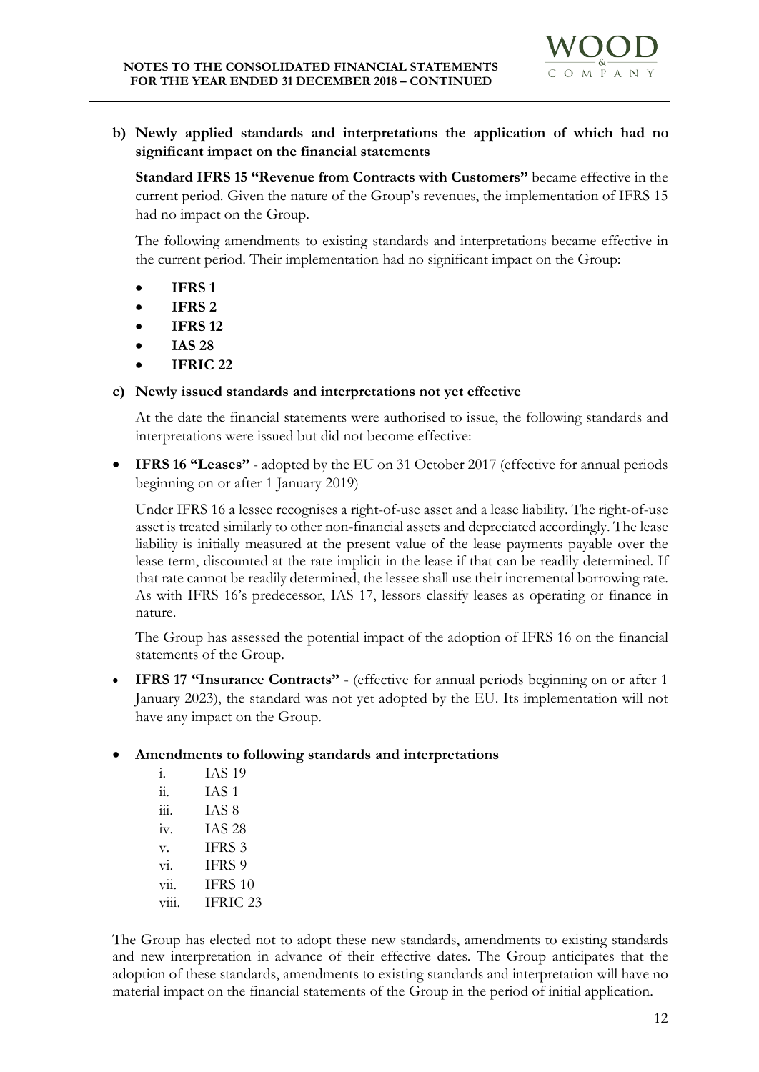**b) Newly applied standards and interpretations the application of which had no significant impact on the financial statements**

**Standard IFRS 15 "Revenue from Contracts with Customers"** became effective in the current period. Given the nature of the Group's revenues, the implementation of IFRS 15 had no impact on the Group.

The following amendments to existing standards and interpretations became effective in the current period. Their implementation had no significant impact on the Group:

- **IFRS 1**
- **IFRS 2**
- **IFRS 12**
- **IAS 28**
- **IFRIC 22**

**c) Newly issued standards and interpretations not yet effective**

At the date the financial statements were authorised to issue, the following standards and interpretations were issued but did not become effective:

- **IFRS 16 "Leases"** - adopted by the EU on 31 October 2017 (effective for annual periods beginning on or after 1 January 2019)

  Under IFRS 16 a lessee recognises a right-of-use asset and a lease liability. The right-of-use asset is treated similarly to other non-financial assets and depreciated accordingly. The lease liability is initially measured at the present value of the lease payments payable over the lease term, discounted at the rate implicit in the lease if that can be readily determined. If that rate cannot be readily determined, the lessee shall use their incremental borrowing rate. As with IFRS 16's predecessor, IAS 17, lessors classify leases as operating or finance in nature.

  The Group has assessed the potential impact of the adoption of IFRS 16 on the financial statements of the Group.

- **IFRS 17 "Insurance Contracts"** - (effective for annual periods beginning on or after 1 January 2023), the standard was not yet adopted by the EU. Its implementation will not have any impact on the Group.

- **Amendments to following standards and interpretations**
  - i. IAS 19
  - ii. IAS 1
  - iii. IAS 8
  - iv. IAS 28
  - v. IFRS 3
  - vi. IFRS 9
  - vii. IFRS 10
  - viii. IFRIC 23

The Group has elected not to adopt these new standards, amendments to existing standards and new interpretation in advance of their effective dates. The Group anticipates that the adoption of these standards, amendments to existing standards and interpretation will have no material impact on the financial statements of the Group in the period of initial application.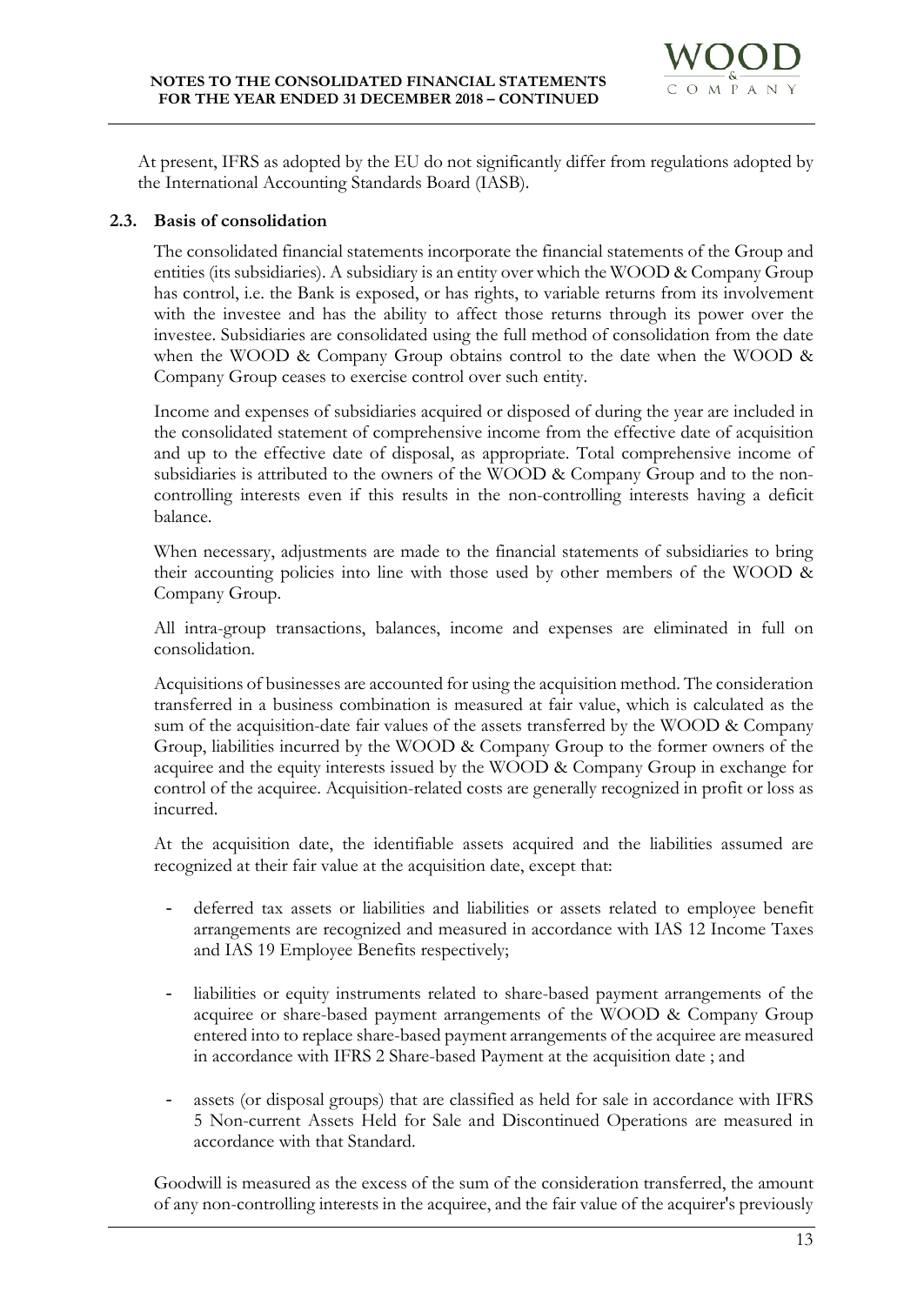At present, IFRS as adopted by the EU do not significantly differ from regulations adopted by the International Accounting Standards Board (IASB).

### 2.3. Basis of consolidation

The consolidated financial statements incorporate the financial statements of the Group and entities (its subsidiaries). A subsidiary is an entity over which the WOOD & Company Group has control, i.e. the Bank is exposed, or has rights, to variable returns from its involvement with the investee and has the ability to affect those returns through its power over the investee. Subsidiaries are consolidated using the full method of consolidation from the date when the WOOD & Company Group obtains control to the date when the WOOD & Company Group ceases to exercise control over such entity.

Income and expenses of subsidiaries acquired or disposed of during the year are included in the consolidated statement of comprehensive income from the effective date of acquisition and up to the effective date of disposal, as appropriate. Total comprehensive income of subsidiaries is attributed to the owners of the WOOD & Company Group and to the non-controlling interests even if this results in the non-controlling interests having a deficit balance.

When necessary, adjustments are made to the financial statements of subsidiaries to bring their accounting policies into line with those used by other members of the WOOD & Company Group.

All intra-group transactions, balances, income and expenses are eliminated in full on consolidation.

Acquisitions of businesses are accounted for using the acquisition method. The consideration transferred in a business combination is measured at fair value, which is calculated as the sum of the acquisition-date fair values of the assets transferred by the WOOD & Company Group, liabilities incurred by the WOOD & Company Group to the former owners of the acquiree and the equity interests issued by the WOOD & Company Group in exchange for control of the acquiree. Acquisition-related costs are generally recognized in profit or loss as incurred.

At the acquisition date, the identifiable assets acquired and the liabilities assumed are recognized at their fair value at the acquisition date, except that:

- deferred tax assets or liabilities and liabilities or assets related to employee benefit arrangements are recognized and measured in accordance with IAS 12 Income Taxes and IAS 19 Employee Benefits respectively;
- liabilities or equity instruments related to share-based payment arrangements of the acquiree or share-based payment arrangements of the WOOD & Company Group entered into to replace share-based payment arrangements of the acquiree are measured in accordance with IFRS 2 Share-based Payment at the acquisition date ; and
- assets (or disposal groups) that are classified as held for sale in accordance with IFRS 5 Non-current Assets Held for Sale and Discontinued Operations are measured in accordance with that Standard.

Goodwill is measured as the excess of the sum of the consideration transferred, the amount of any non-controlling interests in the acquiree, and the fair value of the acquirer's previously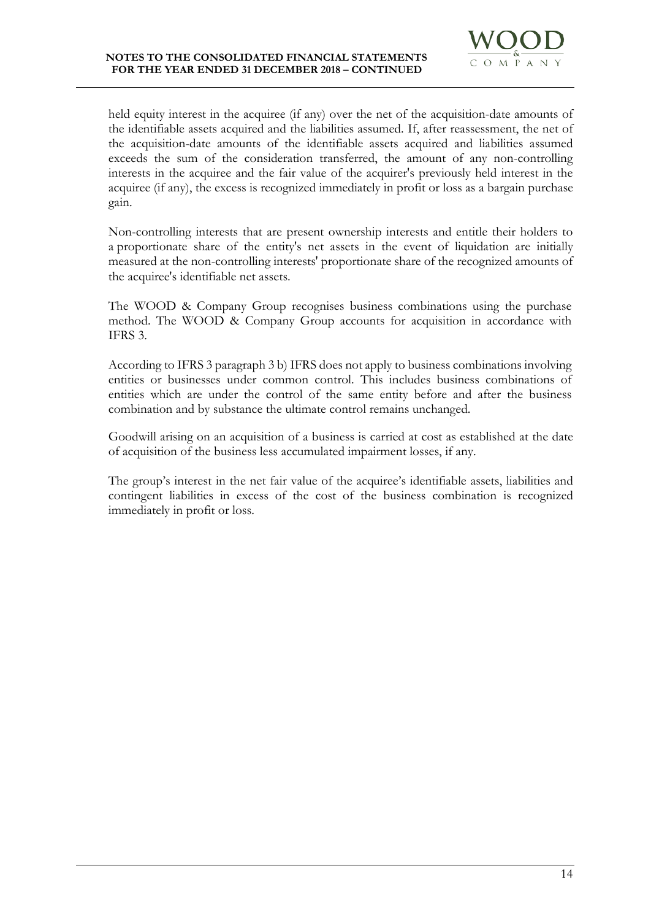held equity interest in the acquiree (if any) over the net of the acquisition-date amounts of the identifiable assets acquired and the liabilities assumed. If, after reassessment, the net of the acquisition-date amounts of the identifiable assets acquired and liabilities assumed exceeds the sum of the consideration transferred, the amount of any non-controlling interests in the acquiree and the fair value of the acquirer's previously held interest in the acquiree (if any), the excess is recognized immediately in profit or loss as a bargain purchase gain.

Non-controlling interests that are present ownership interests and entitle their holders to a proportionate share of the entity's net assets in the event of liquidation are initially measured at the non-controlling interests' proportionate share of the recognized amounts of the acquiree's identifiable net assets.

The WOOD & Company Group recognises business combinations using the purchase method. The WOOD & Company Group accounts for acquisition in accordance with IFRS 3.

According to IFRS 3 paragraph 3 b) IFRS does not apply to business combinations involving entities or businesses under common control. This includes business combinations of entities which are under the control of the same entity before and after the business combination and by substance the ultimate control remains unchanged.

Goodwill arising on an acquisition of a business is carried at cost as established at the date of acquisition of the business less accumulated impairment losses, if any.

The group's interest in the net fair value of the acquiree's identifiable assets, liabilities and contingent liabilities in excess of the cost of the business combination is recognized immediately in profit or loss.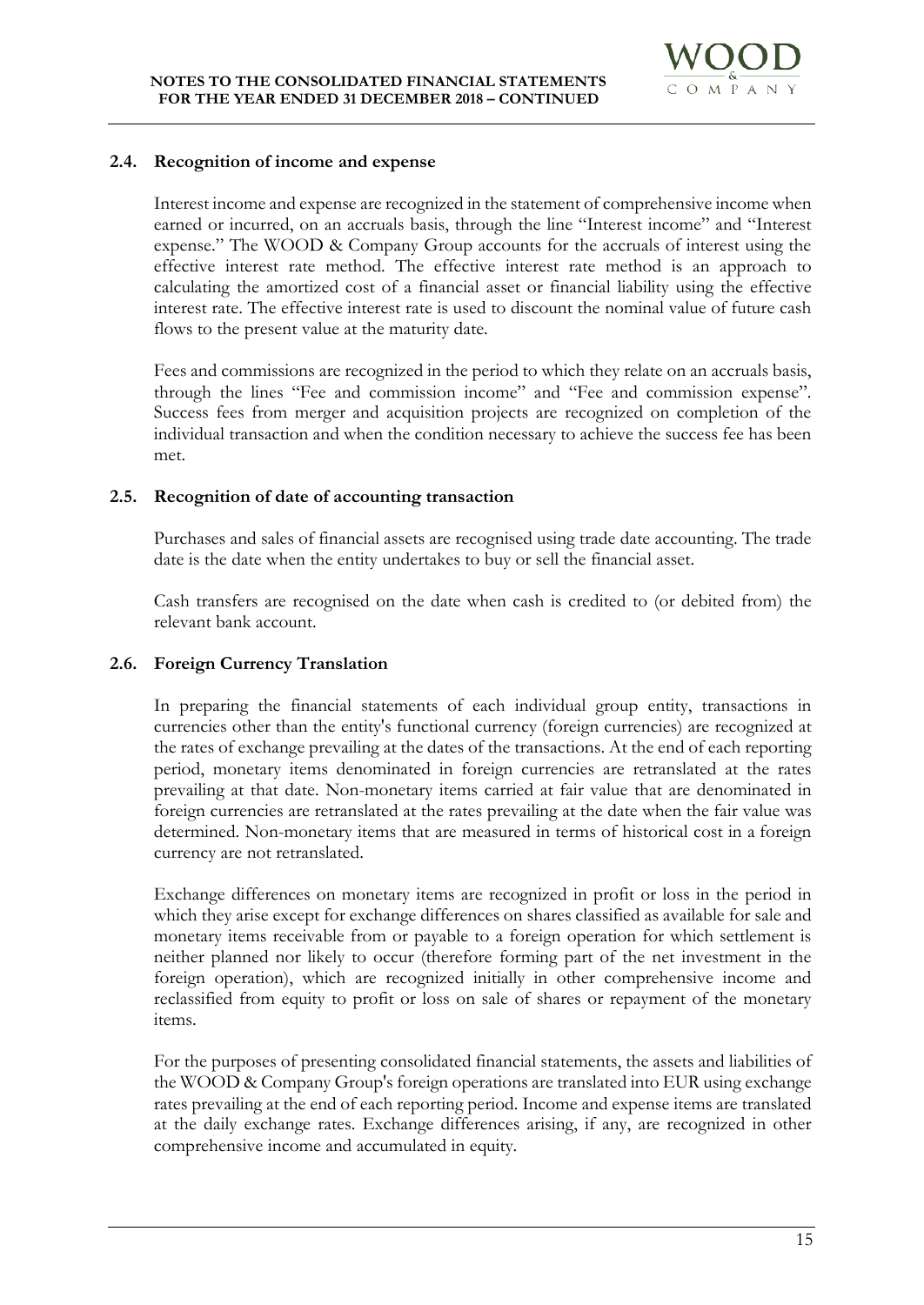### 2.4. Recognition of income and expense

Interest income and expense are recognized in the statement of comprehensive income when earned or incurred, on an accruals basis, through the line "Interest income" and "Interest expense." The WOOD & Company Group accounts for the accruals of interest using the effective interest rate method. The effective interest rate method is an approach to calculating the amortized cost of a financial asset or financial liability using the effective interest rate. The effective interest rate is used to discount the nominal value of future cash flows to the present value at the maturity date.

Fees and commissions are recognized in the period to which they relate on an accruals basis, through the lines "Fee and commission income" and "Fee and commission expense". Success fees from merger and acquisition projects are recognized on completion of the individual transaction and when the condition necessary to achieve the success fee has been met.

### 2.5. Recognition of date of accounting transaction

Purchases and sales of financial assets are recognised using trade date accounting. The trade date is the date when the entity undertakes to buy or sell the financial asset.

Cash transfers are recognised on the date when cash is credited to (or debited from) the relevant bank account.

### 2.6. Foreign Currency Translation

In preparing the financial statements of each individual group entity, transactions in currencies other than the entity's functional currency (foreign currencies) are recognized at the rates of exchange prevailing at the dates of the transactions. At the end of each reporting period, monetary items denominated in foreign currencies are retranslated at the rates prevailing at that date. Non-monetary items carried at fair value that are denominated in foreign currencies are retranslated at the rates prevailing at the date when the fair value was determined. Non-monetary items that are measured in terms of historical cost in a foreign currency are not retranslated.

Exchange differences on monetary items are recognized in profit or loss in the period in which they arise except for exchange differences on shares classified as available for sale and monetary items receivable from or payable to a foreign operation for which settlement is neither planned nor likely to occur (therefore forming part of the net investment in the foreign operation), which are recognized initially in other comprehensive income and reclassified from equity to profit or loss on sale of shares or repayment of the monetary items.

For the purposes of presenting consolidated financial statements, the assets and liabilities of the WOOD & Company Group's foreign operations are translated into EUR using exchange rates prevailing at the end of each reporting period. Income and expense items are translated at the daily exchange rates. Exchange differences arising, if any, are recognized in other comprehensive income and accumulated in equity.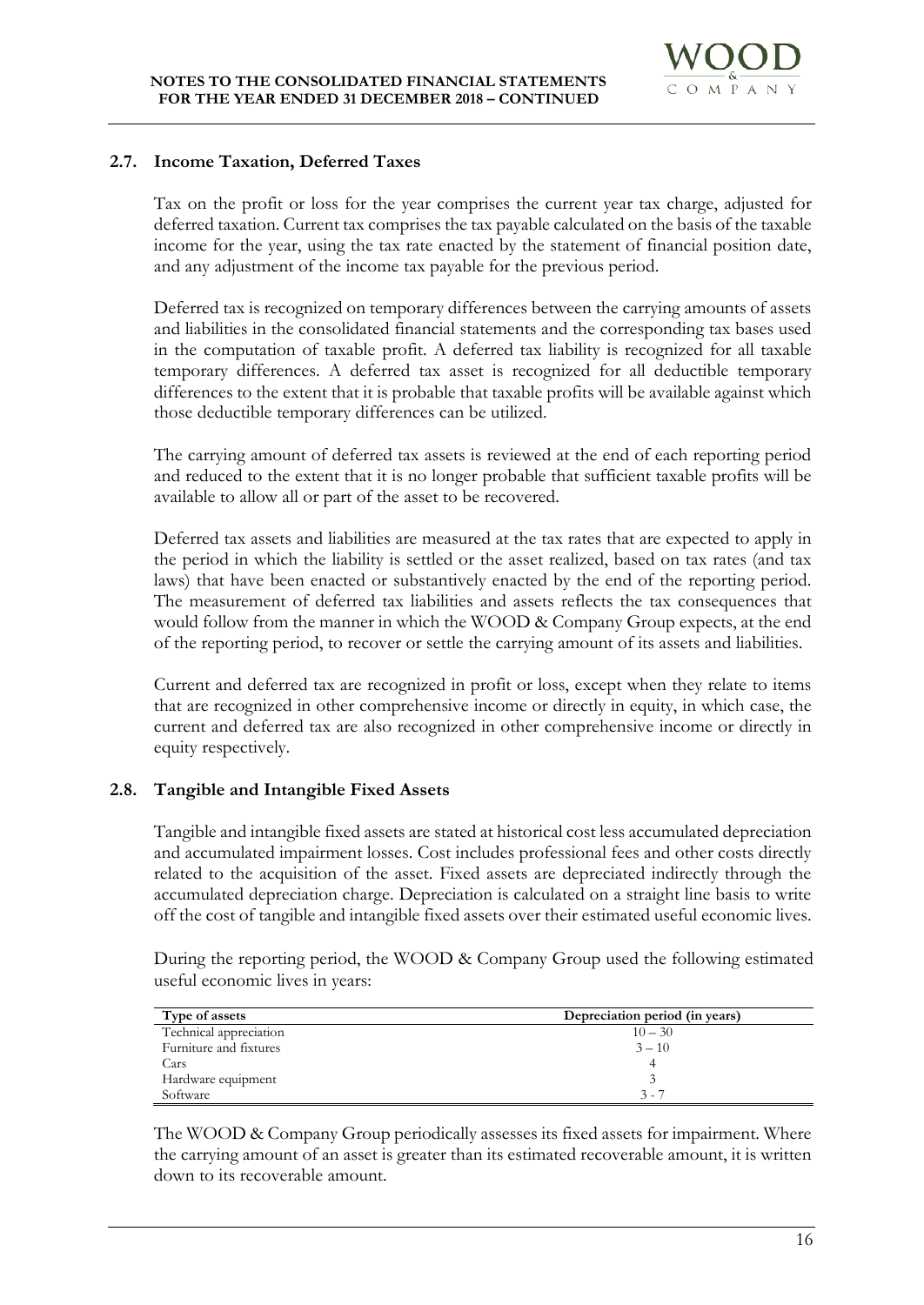## 2.7. Income Taxation, Deferred Taxes

Tax on the profit or loss for the year comprises the current year tax charge, adjusted for deferred taxation. Current tax comprises the tax payable calculated on the basis of the taxable income for the year, using the tax rate enacted by the statement of financial position date, and any adjustment of the income tax payable for the previous period.

Deferred tax is recognized on temporary differences between the carrying amounts of assets and liabilities in the consolidated financial statements and the corresponding tax bases used in the computation of taxable profit. A deferred tax liability is recognized for all taxable temporary differences. A deferred tax asset is recognized for all deductible temporary differences to the extent that it is probable that taxable profits will be available against which those deductible temporary differences can be utilized.

The carrying amount of deferred tax assets is reviewed at the end of each reporting period and reduced to the extent that it is no longer probable that sufficient taxable profits will be available to allow all or part of the asset to be recovered.

Deferred tax assets and liabilities are measured at the tax rates that are expected to apply in the period in which the liability is settled or the asset realized, based on tax rates (and tax laws) that have been enacted or substantively enacted by the end of the reporting period. The measurement of deferred tax liabilities and assets reflects the tax consequences that would follow from the manner in which the WOOD & Company Group expects, at the end of the reporting period, to recover or settle the carrying amount of its assets and liabilities.

Current and deferred tax are recognized in profit or loss, except when they relate to items that are recognized in other comprehensive income or directly in equity, in which case, the current and deferred tax are also recognized in other comprehensive income or directly in equity respectively.

## 2.8. Tangible and Intangible Fixed Assets

Tangible and intangible fixed assets are stated at historical cost less accumulated depreciation and accumulated impairment losses. Cost includes professional fees and other costs directly related to the acquisition of the asset. Fixed assets are depreciated indirectly through the accumulated depreciation charge. Depreciation is calculated on a straight line basis to write off the cost of tangible and intangible fixed assets over their estimated useful economic lives.

During the reporting period, the WOOD & Company Group used the following estimated useful economic lives in years:

| Type of assets | Depreciation period (in years) |
|---|---|
| Technical appreciation | 10 – 30 |
| Furniture and fixtures | 3 – 10 |
| Cars | 4 |
| Hardware equipment | 3 |
| Software | 3 - 7 |

The WOOD & Company Group periodically assesses its fixed assets for impairment. Where the carrying amount of an asset is greater than its estimated recoverable amount, it is written down to its recoverable amount.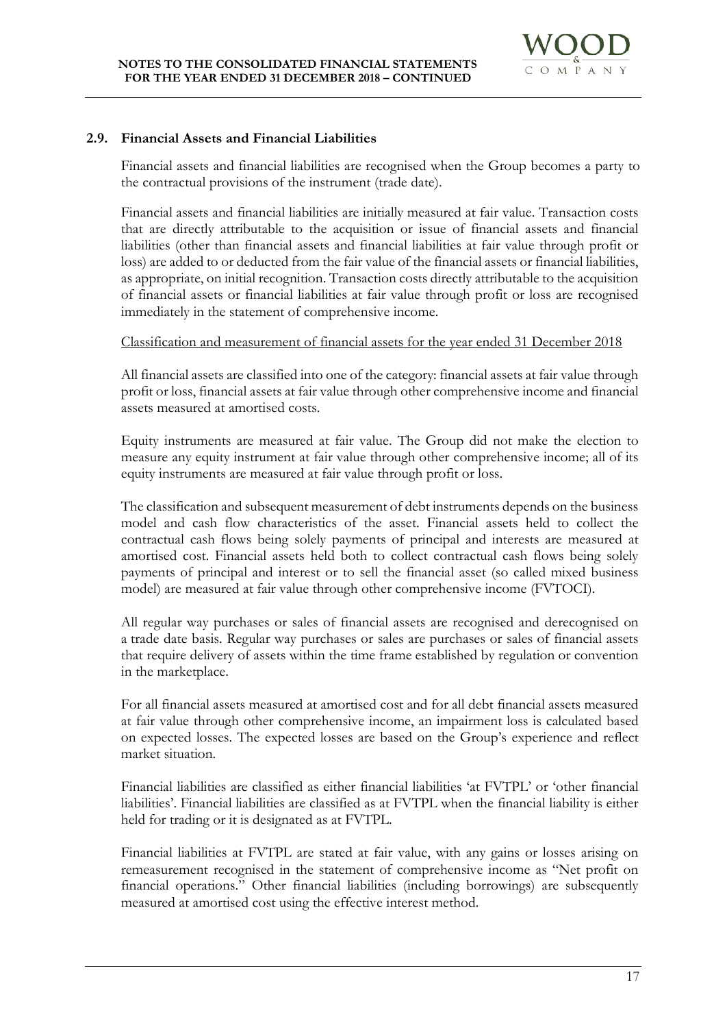## 2.9. Financial Assets and Financial Liabilities

Financial assets and financial liabilities are recognised when the Group becomes a party to the contractual provisions of the instrument (trade date).

Financial assets and financial liabilities are initially measured at fair value. Transaction costs that are directly attributable to the acquisition or issue of financial assets and financial liabilities (other than financial assets and financial liabilities at fair value through profit or loss) are added to or deducted from the fair value of the financial assets or financial liabilities, as appropriate, on initial recognition. Transaction costs directly attributable to the acquisition of financial assets or financial liabilities at fair value through profit or loss are recognised immediately in the statement of comprehensive income.

Classification and measurement of financial assets for the year ended 31 December 2018

All financial assets are classified into one of the category: financial assets at fair value through profit or loss, financial assets at fair value through other comprehensive income and financial assets measured at amortised costs.

Equity instruments are measured at fair value. The Group did not make the election to measure any equity instrument at fair value through other comprehensive income; all of its equity instruments are measured at fair value through profit or loss.

The classification and subsequent measurement of debt instruments depends on the business model and cash flow characteristics of the asset. Financial assets held to collect the contractual cash flows being solely payments of principal and interests are measured at amortised cost. Financial assets held both to collect contractual cash flows being solely payments of principal and interest or to sell the financial asset (so called mixed business model) are measured at fair value through other comprehensive income (FVTOCI).

All regular way purchases or sales of financial assets are recognised and derecognised on a trade date basis. Regular way purchases or sales are purchases or sales of financial assets that require delivery of assets within the time frame established by regulation or convention in the marketplace.

For all financial assets measured at amortised cost and for all debt financial assets measured at fair value through other comprehensive income, an impairment loss is calculated based on expected losses. The expected losses are based on the Group's experience and reflect market situation.

Financial liabilities are classified as either financial liabilities 'at FVTPL' or 'other financial liabilities'. Financial liabilities are classified as at FVTPL when the financial liability is either held for trading or it is designated as at FVTPL.

Financial liabilities at FVTPL are stated at fair value, with any gains or losses arising on remeasurement recognised in the statement of comprehensive income as "Net profit on financial operations." Other financial liabilities (including borrowings) are subsequently measured at amortised cost using the effective interest method.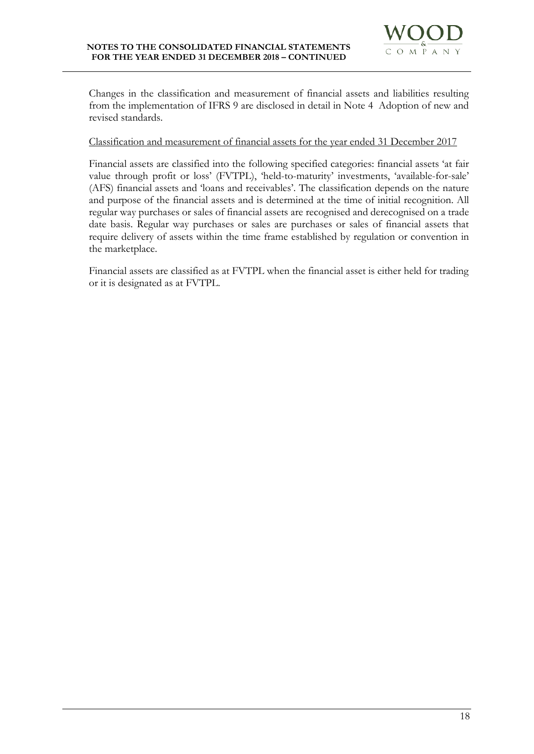Changes in the classification and measurement of financial assets and liabilities resulting from the implementation of IFRS 9 are disclosed in detail in Note 4 Adoption of new and revised standards.

<u>Classification and measurement of financial assets for the year ended 31 December 2017</u>

Financial assets are classified into the following specified categories: financial assets 'at fair value through profit or loss' (FVTPL), 'held-to-maturity' investments, 'available-for-sale' (AFS) financial assets and 'loans and receivables'. The classification depends on the nature and purpose of the financial assets and is determined at the time of initial recognition. All regular way purchases or sales of financial assets are recognised and derecognised on a trade date basis. Regular way purchases or sales are purchases or sales of financial assets that require delivery of assets within the time frame established by regulation or convention in the marketplace.

Financial assets are classified as at FVTPL when the financial asset is either held for trading or it is designated as at FVTPL.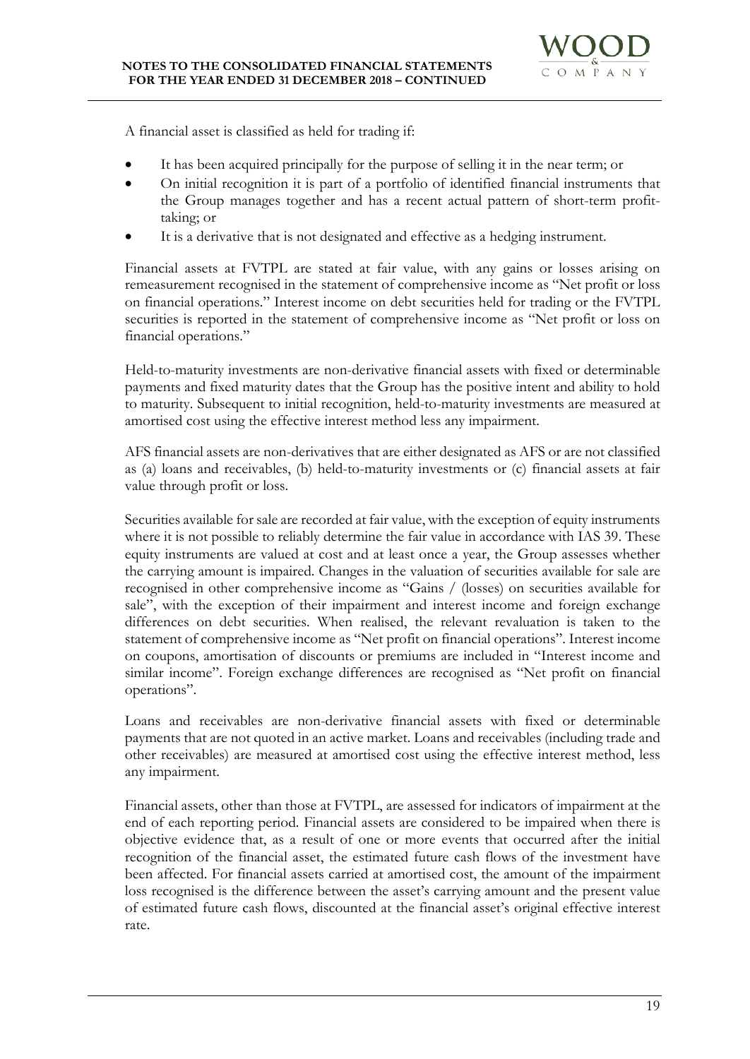A financial asset is classified as held for trading if:

- It has been acquired principally for the purpose of selling it in the near term; or
- On initial recognition it is part of a portfolio of identified financial instruments that the Group manages together and has a recent actual pattern of short-term profit-taking; or
- It is a derivative that is not designated and effective as a hedging instrument.

Financial assets at FVTPL are stated at fair value, with any gains or losses arising on remeasurement recognised in the statement of comprehensive income as "Net profit or loss on financial operations." Interest income on debt securities held for trading or the FVTPL securities is reported in the statement of comprehensive income as "Net profit or loss on financial operations."

Held-to-maturity investments are non-derivative financial assets with fixed or determinable payments and fixed maturity dates that the Group has the positive intent and ability to hold to maturity. Subsequent to initial recognition, held-to-maturity investments are measured at amortised cost using the effective interest method less any impairment.

AFS financial assets are non-derivatives that are either designated as AFS or are not classified as (a) loans and receivables, (b) held-to-maturity investments or (c) financial assets at fair value through profit or loss.

Securities available for sale are recorded at fair value, with the exception of equity instruments where it is not possible to reliably determine the fair value in accordance with IAS 39. These equity instruments are valued at cost and at least once a year, the Group assesses whether the carrying amount is impaired. Changes in the valuation of securities available for sale are recognised in other comprehensive income as "Gains / (losses) on securities available for sale", with the exception of their impairment and interest income and foreign exchange differences on debt securities. When realised, the relevant revaluation is taken to the statement of comprehensive income as "Net profit on financial operations". Interest income on coupons, amortisation of discounts or premiums are included in "Interest income and similar income". Foreign exchange differences are recognised as "Net profit on financial operations".

Loans and receivables are non-derivative financial assets with fixed or determinable payments that are not quoted in an active market. Loans and receivables (including trade and other receivables) are measured at amortised cost using the effective interest method, less any impairment.

Financial assets, other than those at FVTPL, are assessed for indicators of impairment at the end of each reporting period. Financial assets are considered to be impaired when there is objective evidence that, as a result of one or more events that occurred after the initial recognition of the financial asset, the estimated future cash flows of the investment have been affected. For financial assets carried at amortised cost, the amount of the impairment loss recognised is the difference between the asset's carrying amount and the present value of estimated future cash flows, discounted at the financial asset's original effective interest rate.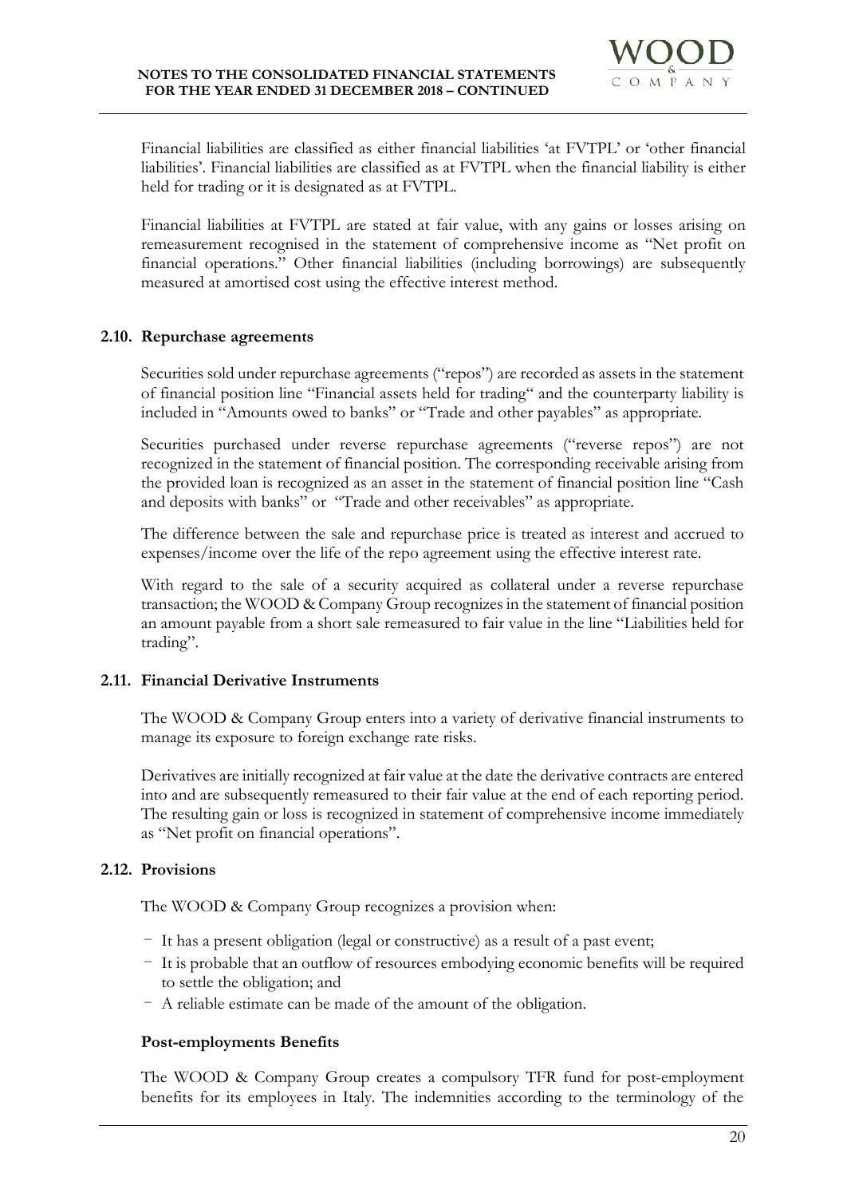Financial liabilities are classified as either financial liabilities 'at FVTPL' or 'other financial liabilities'. Financial liabilities are classified as at FVTPL when the financial liability is either held for trading or it is designated as at FVTPL.

Financial liabilities at FVTPL are stated at fair value, with any gains or losses arising on remeasurement recognised in the statement of comprehensive income as "Net profit on financial operations." Other financial liabilities (including borrowings) are subsequently measured at amortised cost using the effective interest method.

### 2.10. Repurchase agreements

Securities sold under repurchase agreements ("repos") are recorded as assets in the statement of financial position line "Financial assets held for trading" and the counterparty liability is included in "Amounts owed to banks" or "Trade and other payables" as appropriate.

Securities purchased under reverse repurchase agreements ("reverse repos") are not recognized in the statement of financial position. The corresponding receivable arising from the provided loan is recognized as an asset in the statement of financial position line "Cash and deposits with banks" or "Trade and other receivables" as appropriate.

The difference between the sale and repurchase price is treated as interest and accrued to expenses/income over the life of the repo agreement using the effective interest rate.

With regard to the sale of a security acquired as collateral under a reverse repurchase transaction; the WOOD & Company Group recognizes in the statement of financial position an amount payable from a short sale remeasured to fair value in the line "Liabilities held for trading".

### 2.11. Financial Derivative Instruments

The WOOD & Company Group enters into a variety of derivative financial instruments to manage its exposure to foreign exchange rate risks.

Derivatives are initially recognized at fair value at the date the derivative contracts are entered into and are subsequently remeasured to their fair value at the end of each reporting period. The resulting gain or loss is recognized in statement of comprehensive income immediately as "Net profit on financial operations".

### 2.12. Provisions

The WOOD & Company Group recognizes a provision when:

- It has a present obligation (legal or constructive) as a result of a past event;
- It is probable that an outflow of resources embodying economic benefits will be required to settle the obligation; and
- A reliable estimate can be made of the amount of the obligation.

**Post-employments Benefits**

The WOOD & Company Group creates a compulsory TFR fund for post-employment benefits for its employees in Italy. The indemnities according to the terminology of the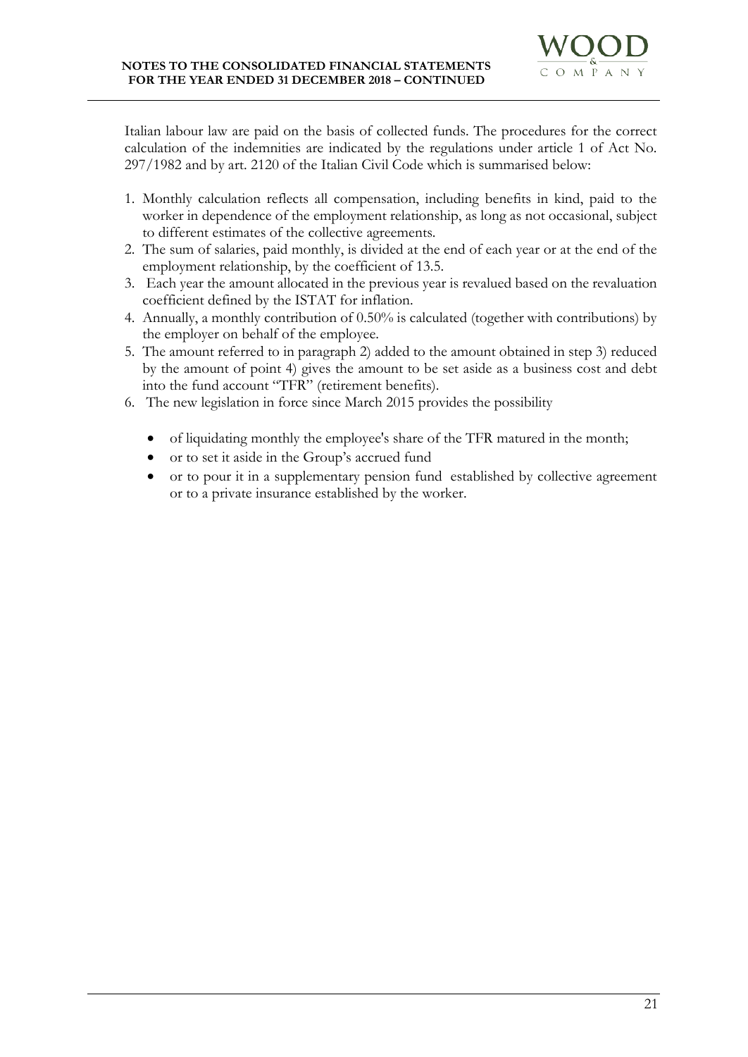Italian labour law are paid on the basis of collected funds. The procedures for the correct calculation of the indemnities are indicated by the regulations under article 1 of Act No. 297/1982 and by art. 2120 of the Italian Civil Code which is summarised below:

1. Monthly calculation reflects all compensation, including benefits in kind, paid to the worker in dependence of the employment relationship, as long as not occasional, subject to different estimates of the collective agreements.
2. The sum of salaries, paid monthly, is divided at the end of each year or at the end of the employment relationship, by the coefficient of 13.5.
3. Each year the amount allocated in the previous year is revalued based on the revaluation coefficient defined by the ISTAT for inflation.
4. Annually, a monthly contribution of 0.50% is calculated (together with contributions) by the employer on behalf of the employee.
5. The amount referred to in paragraph 2) added to the amount obtained in step 3) reduced by the amount of point 4) gives the amount to be set aside as a business cost and debt into the fund account "TFR" (retirement benefits).
6. The new legislation in force since March 2015 provides the possibility
   - of liquidating monthly the employee's share of the TFR matured in the month;
   - or to set it aside in the Group's accrued fund
   - or to pour it in a supplementary pension fund established by collective agreement or to a private insurance established by the worker.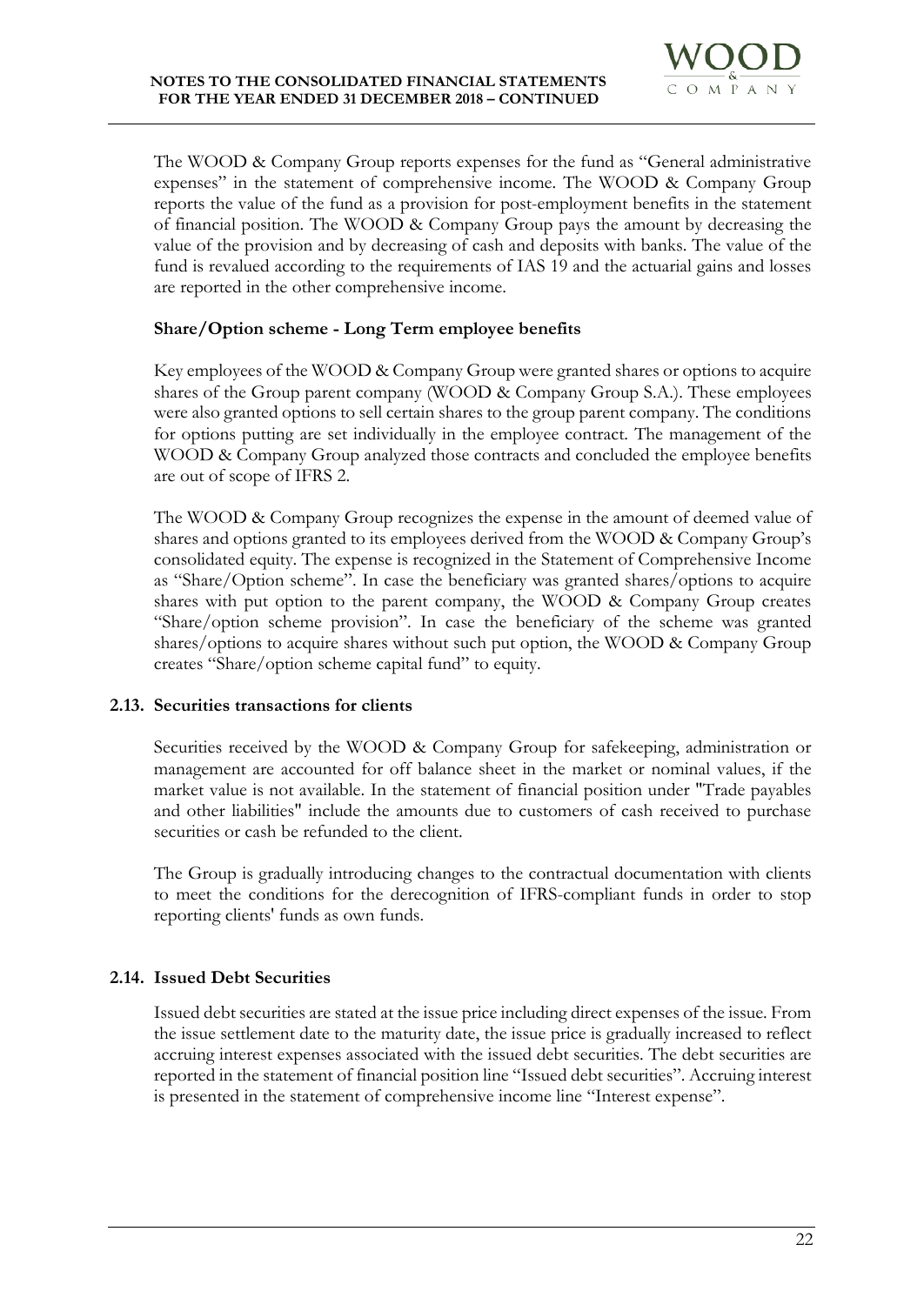The WOOD & Company Group reports expenses for the fund as "General administrative expenses" in the statement of comprehensive income. The WOOD & Company Group reports the value of the fund as a provision for post-employment benefits in the statement of financial position. The WOOD & Company Group pays the amount by decreasing the value of the provision and by decreasing of cash and deposits with banks. The value of the fund is revalued according to the requirements of IAS 19 and the actuarial gains and losses are reported in the other comprehensive income.

### Share/Option scheme - Long Term employee benefits

Key employees of the WOOD & Company Group were granted shares or options to acquire shares of the Group parent company (WOOD & Company Group S.A.). These employees were also granted options to sell certain shares to the group parent company. The conditions for options putting are set individually in the employee contract. The management of the WOOD & Company Group analyzed those contracts and concluded the employee benefits are out of scope of IFRS 2.

The WOOD & Company Group recognizes the expense in the amount of deemed value of shares and options granted to its employees derived from the WOOD & Company Group's consolidated equity. The expense is recognized in the Statement of Comprehensive Income as "Share/Option scheme". In case the beneficiary was granted shares/options to acquire shares with put option to the parent company, the WOOD & Company Group creates "Share/option scheme provision". In case the beneficiary of the scheme was granted shares/options to acquire shares without such put option, the WOOD & Company Group creates "Share/option scheme capital fund" to equity.

## 2.13. Securities transactions for clients

Securities received by the WOOD & Company Group for safekeeping, administration or management are accounted for off balance sheet in the market or nominal values, if the market value is not available. In the statement of financial position under "Trade payables and other liabilities" include the amounts due to customers of cash received to purchase securities or cash be refunded to the client.

The Group is gradually introducing changes to the contractual documentation with clients to meet the conditions for the derecognition of IFRS-compliant funds in order to stop reporting clients' funds as own funds.

## 2.14. Issued Debt Securities

Issued debt securities are stated at the issue price including direct expenses of the issue. From the issue settlement date to the maturity date, the issue price is gradually increased to reflect accruing interest expenses associated with the issued debt securities. The debt securities are reported in the statement of financial position line "Issued debt securities". Accruing interest is presented in the statement of comprehensive income line "Interest expense".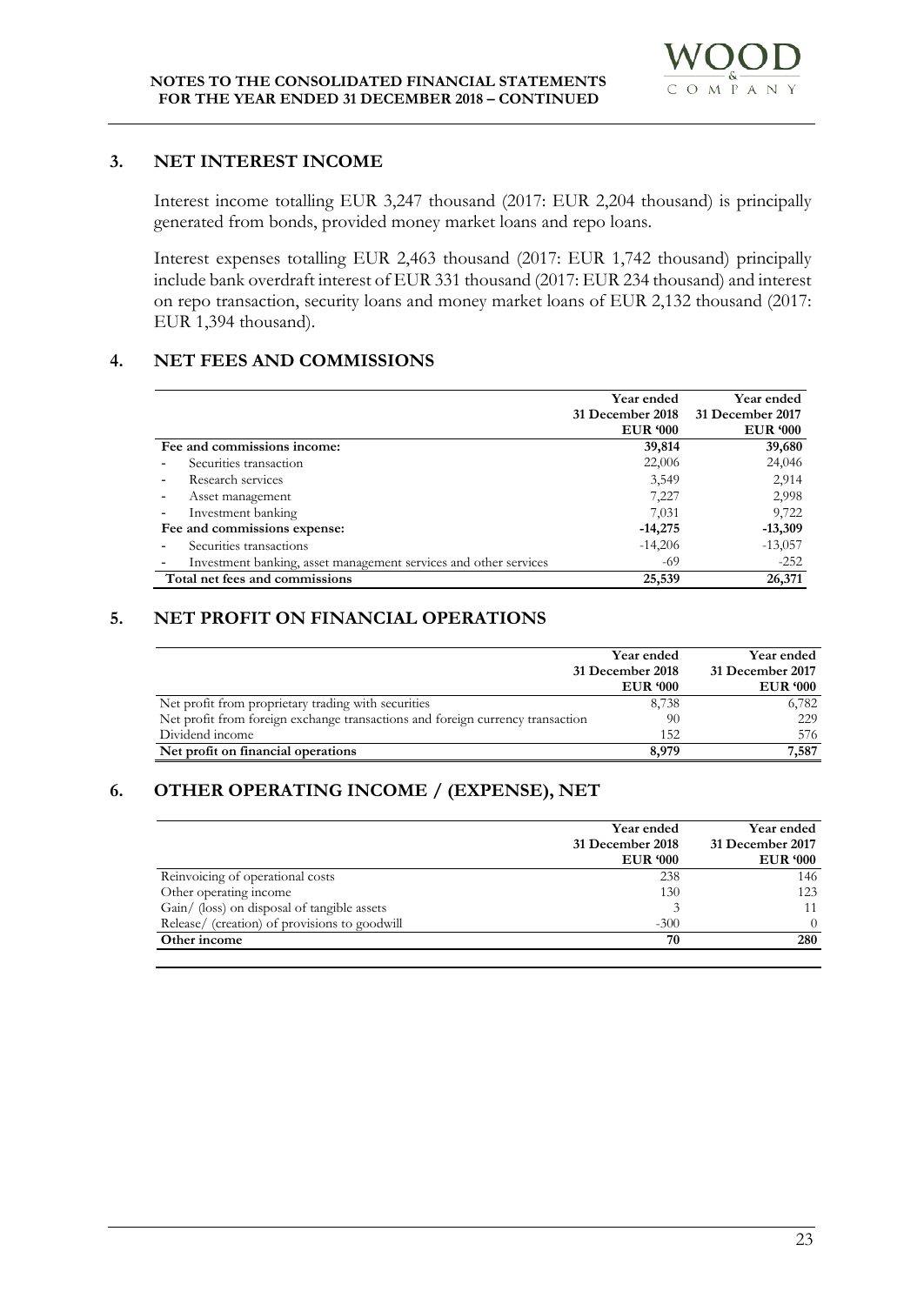## 3. NET INTEREST INCOME

Interest income totalling EUR 3,247 thousand (2017: EUR 2,204 thousand) is principally generated from bonds, provided money market loans and repo loans.

Interest expenses totalling EUR 2,463 thousand (2017: EUR 1,742 thousand) principally include bank overdraft interest of EUR 331 thousand (2017: EUR 234 thousand) and interest on repo transaction, security loans and money market loans of EUR 2,132 thousand (2017: EUR 1,394 thousand).

## 4. NET FEES AND COMMISSIONS

| | Year ended 31 December 2018 EUR '000 | Year ended 31 December 2017 EUR '000 |
|---|---|---|
| **Fee and commissions income:** | **39,814** | **39,680** |
| - Securities transaction | 22,006 | 24,046 |
| - Research services | 3,549 | 2,914 |
| - Asset management | 7,227 | 2,998 |
| - Investment banking | 7,031 | 9,722 |
| **Fee and commissions expense:** | **-14,275** | **-13,309** |
| - Securities transactions | -14,206 | -13,057 |
| - Investment banking, asset management services and other services | -69 | -252 |
| **Total net fees and commissions** | **25,539** | **26,371** |

## 5. NET PROFIT ON FINANCIAL OPERATIONS

| | Year ended 31 December 2018 EUR '000 | Year ended 31 December 2017 EUR '000 |
|---|---|---|
| Net profit from proprietary trading with securities | 8,738 | 6,782 |
| Net profit from foreign exchange transactions and foreign currency transaction | 90 | 229 |
| Dividend income | 152 | 576 |
| **Net profit on financial operations** | **8,979** | **7,587** |

## 6. OTHER OPERATING INCOME / (EXPENSE), NET

| | Year ended 31 December 2018 EUR '000 | Year ended 31 December 2017 EUR '000 |
|---|---|---|
| Reinvoicing of operational costs | 238 | 146 |
| Other operating income | 130 | 123 |
| Gain/ (loss) on disposal of tangible assets | 3 | 11 |
| Release/ (creation) of provisions to goodwill | -300 | 0 |
| **Other income** | **70** | **280** |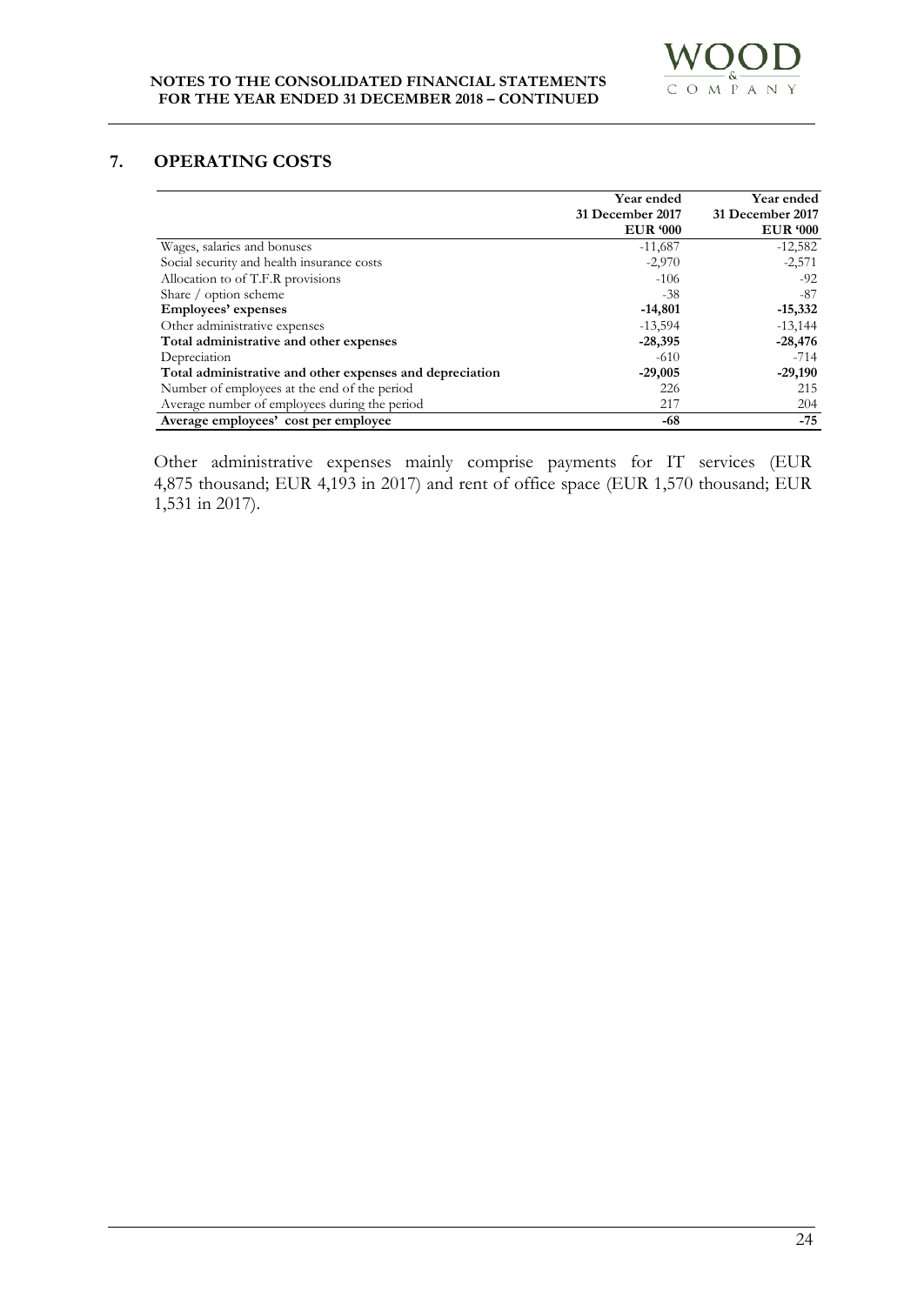## 7. OPERATING COSTS

| | Year ended 31 December 2017 EUR '000 | Year ended 31 December 2017 EUR '000 |
|---|---|---|
| Wages, salaries and bonuses | -11,687 | -12,582 |
| Social security and health insurance costs | -2,970 | -2,571 |
| Allocation to of T.F.R provisions | -106 | -92 |
| Share / option scheme | -38 | -87 |
| **Employees' expenses** | **-14,801** | **-15,332** |
| Other administrative expenses | -13,594 | -13,144 |
| **Total administrative and other expenses** | **-28,395** | **-28,476** |
| Depreciation | -610 | -714 |
| **Total administrative and other expenses and depreciation** | **-29,005** | **-29,190** |
| Number of employees at the end of the period | 226 | 215 |
| Average number of employees during the period | 217 | 204 |
| **Average employees' cost per employee** | **-68** | **-75** |

Other administrative expenses mainly comprise payments for IT services (EUR 4,875 thousand; EUR 4,193 in 2017) and rent of office space (EUR 1,570 thousand; EUR 1,531 in 2017).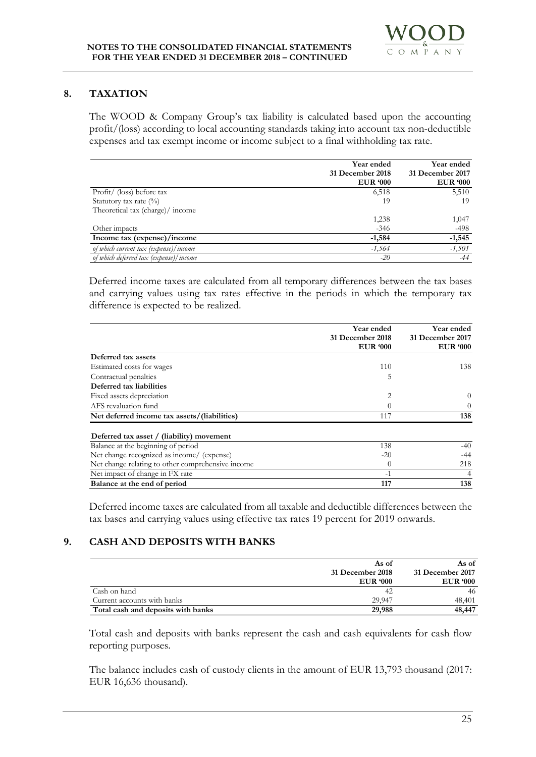## 8. TAXATION

The WOOD & Company Group's tax liability is calculated based upon the accounting profit/(loss) according to local accounting standards taking into account tax non-deductible expenses and tax exempt income or income subject to a final withholding tax rate.

| | Year ended 31 December 2018 EUR '000 | Year ended 31 December 2017 EUR '000 |
|---|---|---|
| Profit/ (loss) before tax | 6,518 | 5,510 |
| Statutory tax rate (%) | 19 | 19 |
| Theoretical tax (charge)/ income | 1,238 | 1,047 |
| Other impacts | -346 | -498 |
| **Income tax (expense)/income** | **-1,584** | **-1,545** |
| *of which current tax (expense)/income* | *-1,564* | *-1,501* |
| *of which deferred tax (expense)/income* | *-20* | *-44* |

Deferred income taxes are calculated from all temporary differences between the tax bases and carrying values using tax rates effective in the periods in which the temporary tax difference is expected to be realized.

| | Year ended 31 December 2018 EUR '000 | Year ended 31 December 2017 EUR '000 |
|---|---|---|
| **Deferred tax assets** | | |
| Estimated costs for wages | 110 | 138 |
| Contractual penalties | 5 | |
| **Deferred tax liabilities** | | |
| Fixed assets depreciation | 2 | 0 |
| AFS revaluation fund | 0 | 0 |
| **Net deferred income tax assets/(liabilities)** | 117 | **138** |
| | | |
| **Deferred tax asset / (liability) movement** | | |
| Balance at the beginning of period | 138 | -40 |
| Net change recognized as income/ (expense) | -20 | -44 |
| Net change relating to other comprehensive income | 0 | 218 |
| Net impact of change in FX rate | -1 | 4 |
| **Balance at the end of period** | **117** | **138** |

Deferred income taxes are calculated from all taxable and deductible differences between the tax bases and carrying values using effective tax rates 19 percent for 2019 onwards.

## 9. CASH AND DEPOSITS WITH BANKS

| | As of 31 December 2018 EUR '000 | As of 31 December 2017 EUR '000 |
|---|---|---|
| Cash on hand | 42 | 46 |
| Current accounts with banks | 29,947 | 48,401 |
| **Total cash and deposits with banks** | **29,988** | **48,447** |

Total cash and deposits with banks represent the cash and cash equivalents for cash flow reporting purposes.

The balance includes cash of custody clients in the amount of EUR 13,793 thousand (2017: EUR 16,636 thousand).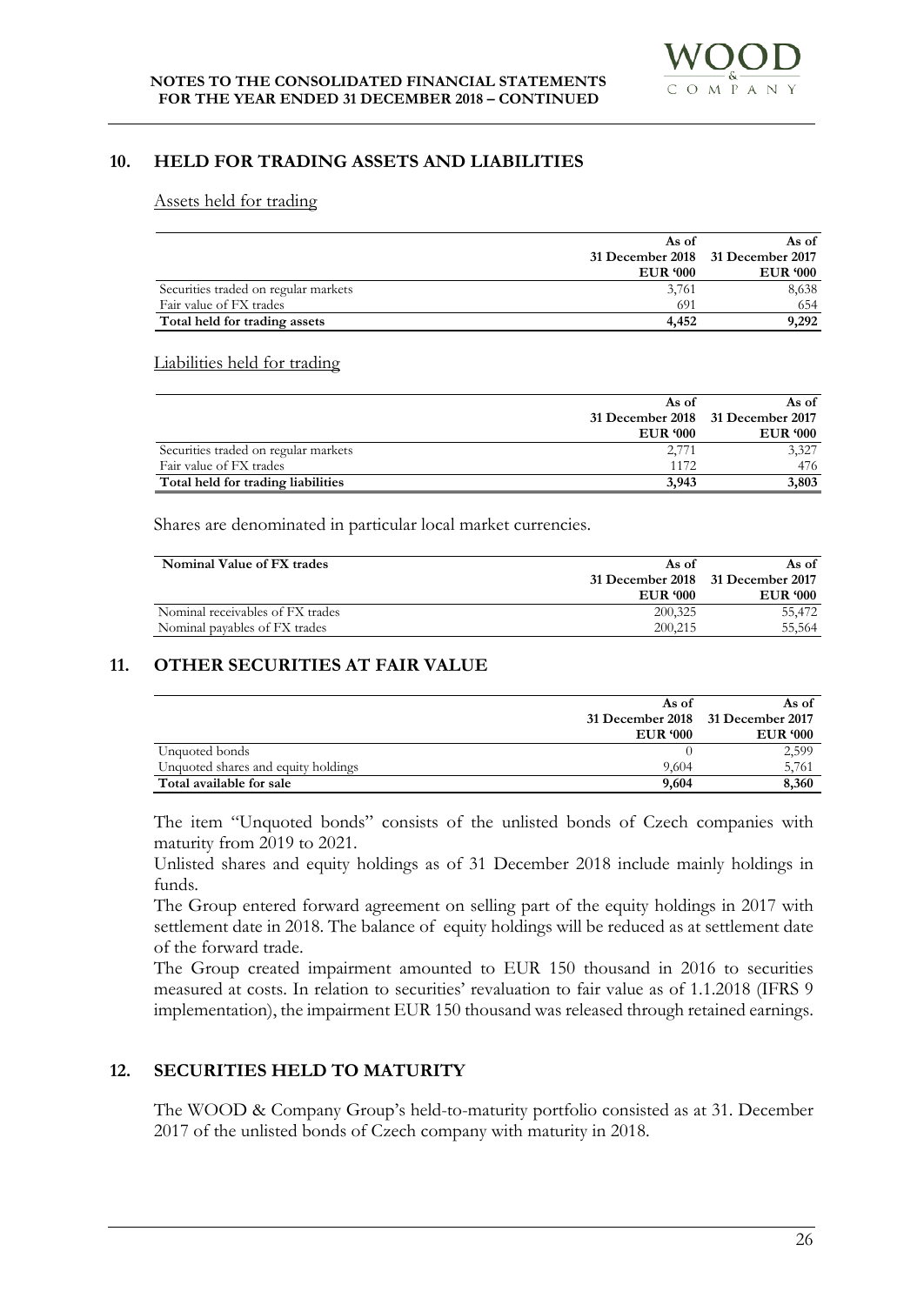## 10. HELD FOR TRADING ASSETS AND LIABILITIES

Assets held for trading

| | As of 31 December 2018 EUR '000 | As of 31 December 2017 EUR '000 |
|---|---|---|
| Securities traded on regular markets | 3,761 | 8,638 |
| Fair value of FX trades | 691 | 654 |
| **Total held for trading assets** | **4,452** | **9,292** |

Liabilities held for trading

| | As of 31 December 2018 EUR '000 | As of 31 December 2017 EUR '000 |
|---|---|---|
| Securities traded on regular markets | 2,771 | 3,327 |
| Fair value of FX trades | 1172 | 476 |
| **Total held for trading liabilities** | **3,943** | **3,803** |

Shares are denominated in particular local market currencies.

| **Nominal Value of FX trades** | As of 31 December 2018 EUR '000 | As of 31 December 2017 EUR '000 |
|---|---|---|
| Nominal receivables of FX trades | 200,325 | 55,472 |
| Nominal payables of FX trades | 200,215 | 55,564 |

## 11. OTHER SECURITIES AT FAIR VALUE

| | As of 31 December 2018 EUR '000 | As of 31 December 2017 EUR '000 |
|---|---|---|
| Unquoted bonds | 0 | 2,599 |
| Unquoted shares and equity holdings | 9,604 | 5,761 |
| **Total available for sale** | **9,604** | **8,360** |

The item "Unquoted bonds" consists of the unlisted bonds of Czech companies with maturity from 2019 to 2021.

Unlisted shares and equity holdings as of 31 December 2018 include mainly holdings in funds.

The Group entered forward agreement on selling part of the equity holdings in 2017 with settlement date in 2018. The balance of equity holdings will be reduced as at settlement date of the forward trade.

The Group created impairment amounted to EUR 150 thousand in 2016 to securities measured at costs. In relation to securities' revaluation to fair value as of 1.1.2018 (IFRS 9 implementation), the impairment EUR 150 thousand was released through retained earnings.

## 12. SECURITIES HELD TO MATURITY

The WOOD & Company Group's held-to-maturity portfolio consisted as at 31. December 2017 of the unlisted bonds of Czech company with maturity in 2018.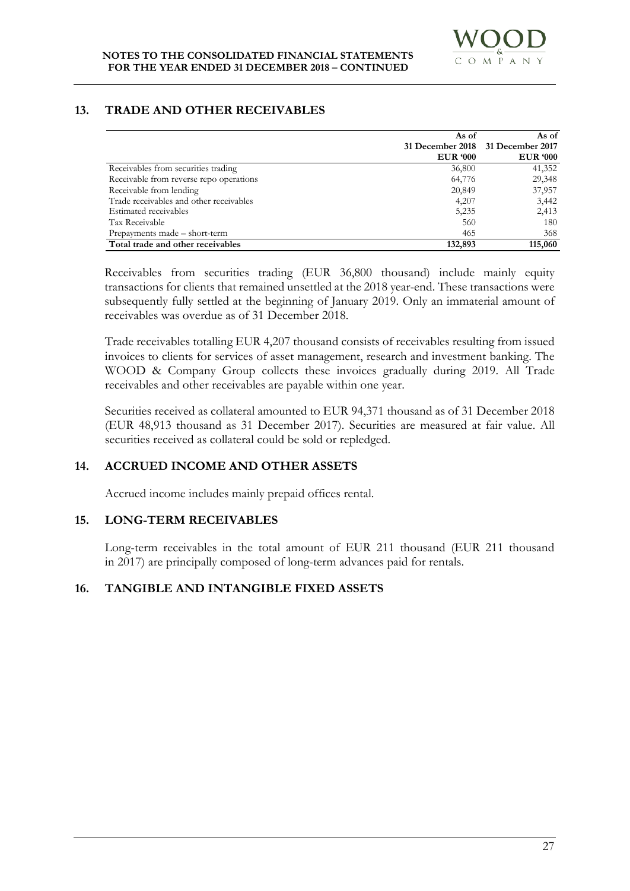## 13. TRADE AND OTHER RECEIVABLES

| | As of 31 December 2018 EUR '000 | As of 31 December 2017 EUR '000 |
|---|---|---|
| Receivables from securities trading | 36,800 | 41,352 |
| Receivable from reverse repo operations | 64,776 | 29,348 |
| Receivable from lending | 20,849 | 37,957 |
| Trade receivables and other receivables | 4,207 | 3,442 |
| Estimated receivables | 5,235 | 2,413 |
| Tax Receivable | 560 | 180 |
| Prepayments made – short-term | 465 | 368 |
| **Total trade and other receivables** | **132,893** | **115,060** |

Receivables from securities trading (EUR 36,800 thousand) include mainly equity transactions for clients that remained unsettled at the 2018 year-end. These transactions were subsequently fully settled at the beginning of January 2019. Only an immaterial amount of receivables was overdue as of 31 December 2018.

Trade receivables totalling EUR 4,207 thousand consists of receivables resulting from issued invoices to clients for services of asset management, research and investment banking. The WOOD & Company Group collects these invoices gradually during 2019. All Trade receivables and other receivables are payable within one year.

Securities received as collateral amounted to EUR 94,371 thousand as of 31 December 2018 (EUR 48,913 thousand as 31 December 2017). Securities are measured at fair value. All securities received as collateral could be sold or repledged.

## 14. ACCRUED INCOME AND OTHER ASSETS

Accrued income includes mainly prepaid offices rental.

## 15. LONG-TERM RECEIVABLES

Long-term receivables in the total amount of EUR 211 thousand (EUR 211 thousand in 2017) are principally composed of long-term advances paid for rentals.

## 16. TANGIBLE AND INTANGIBLE FIXED ASSETS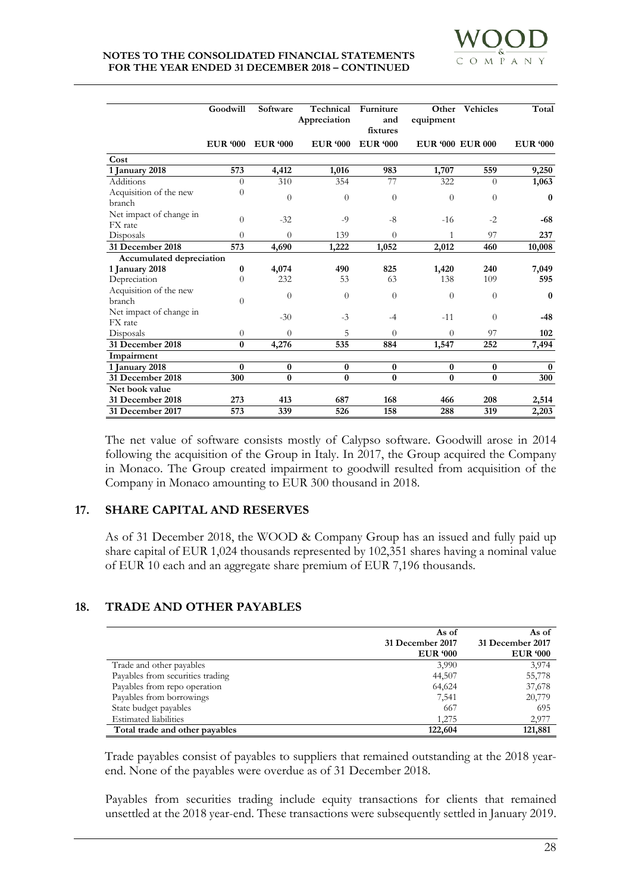| | Goodwill | Software | Technical Appreciation | Furniture and fixtures | Other equipment | Vehicles | Total |
|---|---|---|---|---|---|---|---|
| | EUR '000 | EUR '000 | EUR '000 | EUR '000 | EUR '000 | EUR 000 | EUR '000 |
| **Cost** | | | | | | | |
| **1 January 2018** | **573** | **4,412** | **1,016** | **983** | **1,707** | **559** | **9,250** |
| Additions | 0 | 310 | 354 | 77 | 322 | 0 | **1,063** |
| Acquisition of the new branch | 0 | 0 | 0 | 0 | 0 | 0 | **0** |
| Net impact of change in FX rate | 0 | -32 | -9 | -8 | -16 | -2 | **-68** |
| Disposals | 0 | 0 | 139 | 0 | 1 | 97 | **237** |
| **31 December 2018** | **573** | **4,690** | **1,222** | **1,052** | **2,012** | **460** | **10,008** |
| **Accumulated depreciation** | | | | | | | |
| **1 January 2018** | **0** | **4,074** | **490** | **825** | **1,420** | **240** | **7,049** |
| Depreciation | 0 | 232 | 53 | 63 | 138 | 109 | **595** |
| Acquisition of the new branch | 0 | 0 | 0 | 0 | 0 | 0 | **0** |
| Net impact of change in FX rate | | -30 | -3 | -4 | -11 | 0 | **-48** |
| Disposals | 0 | 0 | 5 | 0 | 0 | 97 | **102** |
| **31 December 2018** | **0** | **4,276** | **535** | **884** | **1,547** | **252** | **7,494** |
| **Impairment** | | | | | | | |
| **1 January 2018** | **0** | **0** | **0** | **0** | **0** | **0** | **0** |
| **31 December 2018** | **300** | **0** | **0** | **0** | **0** | **0** | **300** |
| **Net book value** | | | | | | | |
| **31 December 2018** | **273** | **413** | **687** | **168** | **466** | **208** | **2,514** |
| **31 December 2017** | **573** | **339** | **526** | **158** | **288** | **319** | **2,203** |

The net value of software consists mostly of Calypso software. Goodwill arose in 2014 following the acquisition of the Group in Italy. In 2017, the Group acquired the Company in Monaco. The Group created impairment to goodwill resulted from acquisition of the Company in Monaco amounting to EUR 300 thousand in 2018.

## 17. SHARE CAPITAL AND RESERVES

As of 31 December 2018, the WOOD & Company Group has an issued and fully paid up share capital of EUR 1,024 thousands represented by 102,351 shares having a nominal value of EUR 10 each and an aggregate share premium of EUR 7,196 thousands.

## 18. TRADE AND OTHER PAYABLES

| | As of 31 December 2017 EUR '000 | As of 31 December 2017 EUR '000 |
|---|---|---|
| Trade and other payables | 3,990 | 3,974 |
| Payables from securities trading | 44,507 | 55,778 |
| Payables from repo operation | 64,624 | 37,678 |
| Payables from borrowings | 7,541 | 20,779 |
| State budget payables | 667 | 695 |
| Estimated liabilities | 1,275 | 2,977 |
| **Total trade and other payables** | **122,604** | **121,881** |

Trade payables consist of payables to suppliers that remained outstanding at the 2018 year-end. None of the payables were overdue as of 31 December 2018.

Payables from securities trading include equity transactions for clients that remained unsettled at the 2018 year-end. These transactions were subsequently settled in January 2019.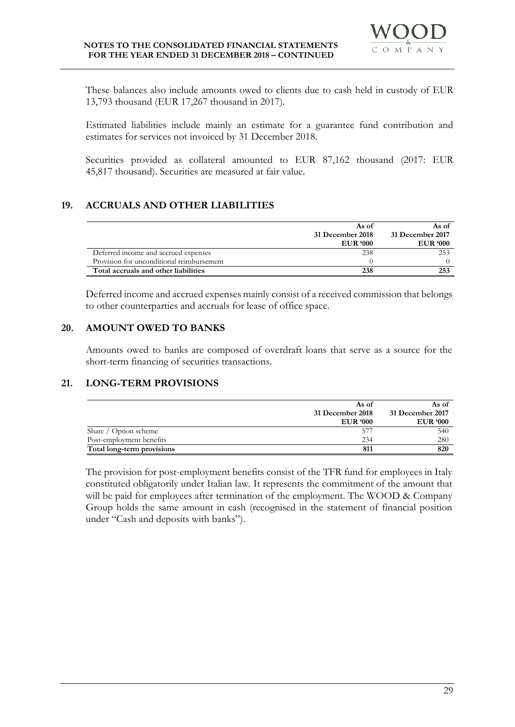These balances also include amounts owed to clients due to cash held in custody of EUR 13,793 thousand (EUR 17,267 thousand in 2017).

Estimated liabilities include mainly an estimate for a guarantee fund contribution and estimates for services not invoiced by 31 December 2018.

Securities provided as collateral amounted to EUR 87,162 thousand (2017: EUR 45,817 thousand). Securities are measured at fair value.

## 19. ACCRUALS AND OTHER LIABILITIES

| | As of 31 December 2018 EUR '000 | As of 31 December 2017 EUR '000 |
|---|---|---|
| Deferred income and accrued expenses | 238 | 253 |
| Provision for unconditional reimbursement | 0 | 0 |
| **Total accruals and other liabilities** | **238** | **253** |

Deferred income and accrued expenses mainly consist of a received commission that belongs to other counterparties and accruals for lease of office space.

## 20. AMOUNT OWED TO BANKS

Amounts owed to banks are composed of overdraft loans that serve as a source for the short-term financing of securities transactions.

## 21. LONG-TERM PROVISIONS

| | As of 31 December 2018 EUR '000 | As of 31 December 2017 EUR '000 |
|---|---|---|
| Share / Option scheme | 577 | 540 |
| Post-employment benefits | 234 | 280 |
| **Total long-term provisions** | **811** | **820** |

The provision for post-employment benefits consist of the TFR fund for employees in Italy constituted obligatorily under Italian law. It represents the commitment of the amount that will be paid for employees after termination of the employment. The WOOD & Company Group holds the same amount in cash (recognised in the statement of financial position under "Cash and deposits with banks").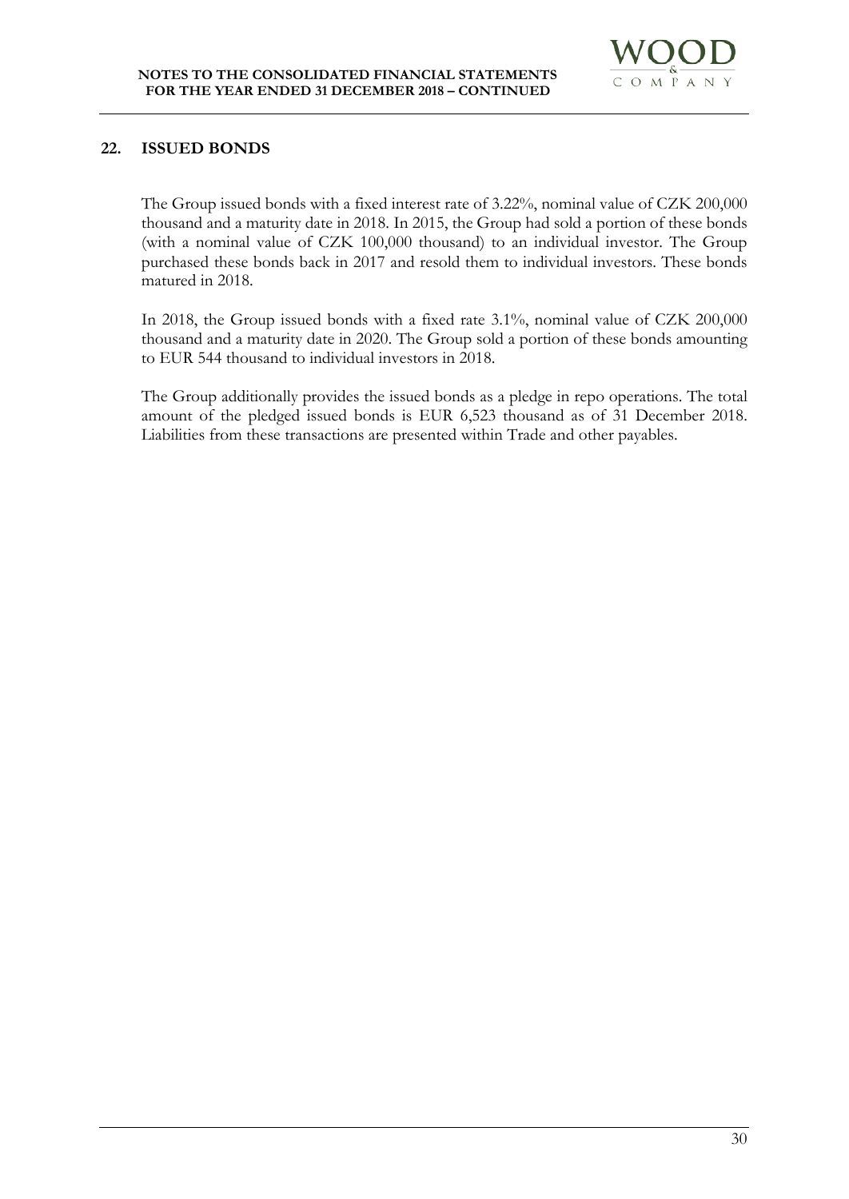## 22. ISSUED BONDS

The Group issued bonds with a fixed interest rate of 3.22%, nominal value of CZK 200,000 thousand and a maturity date in 2018. In 2015, the Group had sold a portion of these bonds (with a nominal value of CZK 100,000 thousand) to an individual investor. The Group purchased these bonds back in 2017 and resold them to individual investors. These bonds matured in 2018.

In 2018, the Group issued bonds with a fixed rate 3.1%, nominal value of CZK 200,000 thousand and a maturity date in 2020. The Group sold a portion of these bonds amounting to EUR 544 thousand to individual investors in 2018.

The Group additionally provides the issued bonds as a pledge in repo operations. The total amount of the pledged issued bonds is EUR 6,523 thousand as of 31 December 2018. Liabilities from these transactions are presented within Trade and other payables.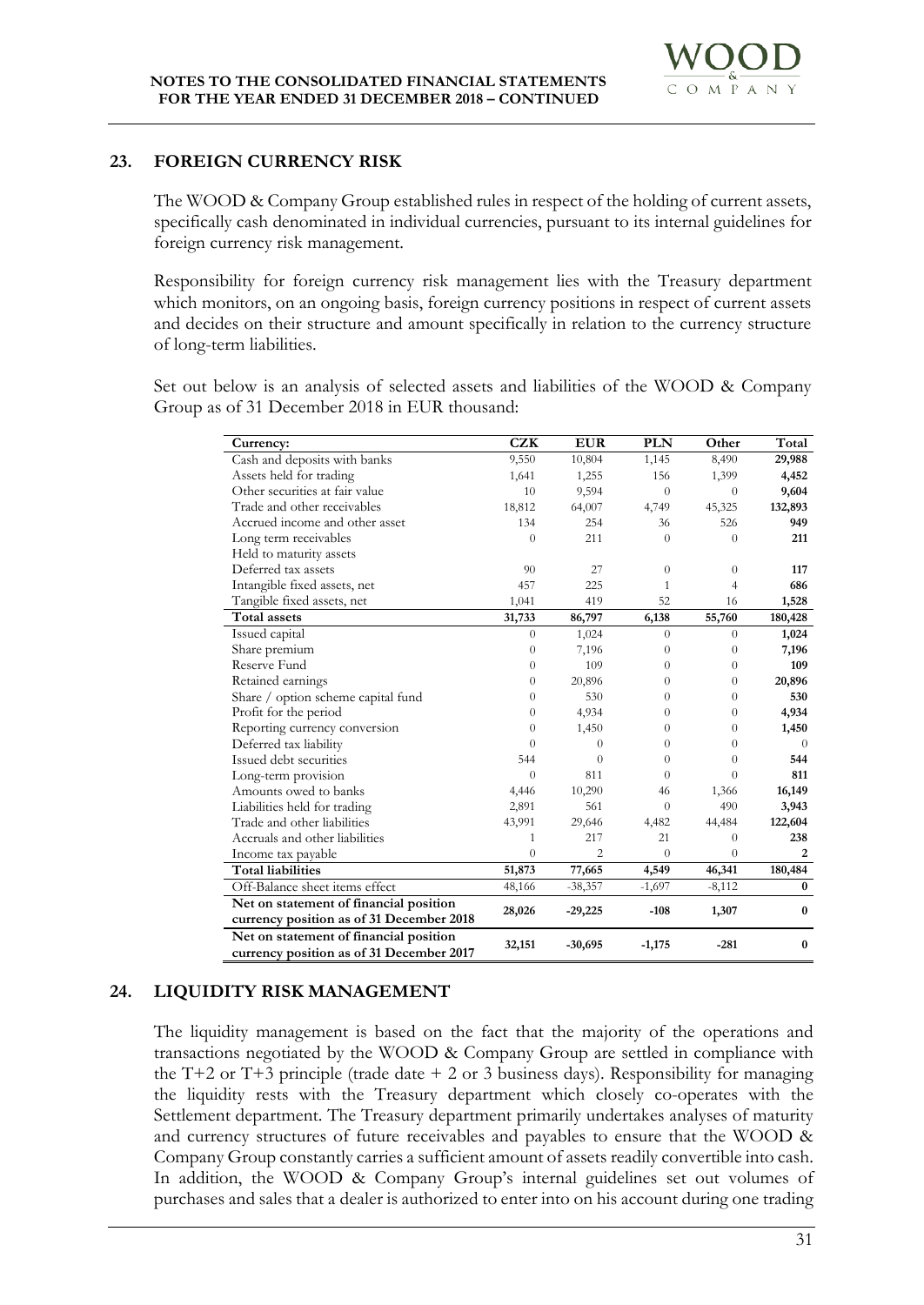## 23. FOREIGN CURRENCY RISK

The WOOD & Company Group established rules in respect of the holding of current assets, specifically cash denominated in individual currencies, pursuant to its internal guidelines for foreign currency risk management.

Responsibility for foreign currency risk management lies with the Treasury department which monitors, on an ongoing basis, foreign currency positions in respect of current assets and decides on their structure and amount specifically in relation to the currency structure of long-term liabilities.

Set out below is an analysis of selected assets and liabilities of the WOOD & Company Group as of 31 December 2018 in EUR thousand:

| Currency: | CZK | EUR | PLN | Other | Total |
|---|---|---|---|---|---|
| Cash and deposits with banks | 9,550 | 10,804 | 1,145 | 8,490 | **29,988** |
| Assets held for trading | 1,641 | 1,255 | 156 | 1,399 | **4,452** |
| Other securities at fair value | 10 | 9,594 | 0 | 0 | **9,604** |
| Trade and other receivables | 18,812 | 64,007 | 4,749 | 45,325 | **132,893** |
| Accrued income and other asset | 134 | 254 | 36 | 526 | **949** |
| Long term receivables | 0 | 211 | 0 | 0 | **211** |
| Held to maturity assets | | | | | |
| Deferred tax assets | 90 | 27 | 0 | 0 | **117** |
| Intangible fixed assets, net | 457 | 225 | 1 | 4 | **686** |
| Tangible fixed assets, net | 1,041 | 419 | 52 | 16 | **1,528** |
| **Total assets** | **31,733** | **86,797** | **6,138** | **55,760** | **180,428** |
| Issued capital | 0 | 1,024 | 0 | 0 | **1,024** |
| Share premium | 0 | 7,196 | 0 | 0 | **7,196** |
| Reserve Fund | 0 | 109 | 0 | 0 | **109** |
| Retained earnings | 0 | 20,896 | 0 | 0 | **20,896** |
| Share / option scheme capital fund | 0 | 530 | 0 | 0 | **530** |
| Profit for the period | 0 | 4,934 | 0 | 0 | **4,934** |
| Reporting currency conversion | 0 | 1,450 | 0 | 0 | **1,450** |
| Deferred tax liability | 0 | 0 | 0 | 0 | 0 |
| Issued debt securities | 544 | 0 | 0 | 0 | **544** |
| Long-term provision | 0 | 811 | 0 | 0 | **811** |
| Amounts owed to banks | 4,446 | 10,290 | 46 | 1,366 | **16,149** |
| Liabilities held for trading | 2,891 | 561 | 0 | 490 | **3,943** |
| Trade and other liabilities | 43,991 | 29,646 | 4,482 | 44,484 | **122,604** |
| Accruals and other liabilities | 1 | 217 | 21 | 0 | **238** |
| Income tax payable | 0 | 2 | 0 | 0 | **2** |
| **Total liabilities** | **51,873** | **77,665** | **4,549** | **46,341** | **180,484** |
| Off-Balance sheet items effect | 48,166 | -38,357 | -1,697 | -8,112 | **0** |
| **Net on statement of financial position currency position as of 31 December 2018** | **28,026** | **-29,225** | **-108** | **1,307** | **0** |
| **Net on statement of financial position currency position as of 31 December 2017** | **32,151** | **-30,695** | **-1,175** | **-281** | **0** |

## 24. LIQUIDITY RISK MANAGEMENT

The liquidity management is based on the fact that the majority of the operations and transactions negotiated by the WOOD & Company Group are settled in compliance with the T+2 or T+3 principle (trade date + 2 or 3 business days). Responsibility for managing the liquidity rests with the Treasury department which closely co-operates with the Settlement department. The Treasury department primarily undertakes analyses of maturity and currency structures of future receivables and payables to ensure that the WOOD & Company Group constantly carries a sufficient amount of assets readily convertible into cash. In addition, the WOOD & Company Group's internal guidelines set out volumes of purchases and sales that a dealer is authorized to enter into on his account during one trading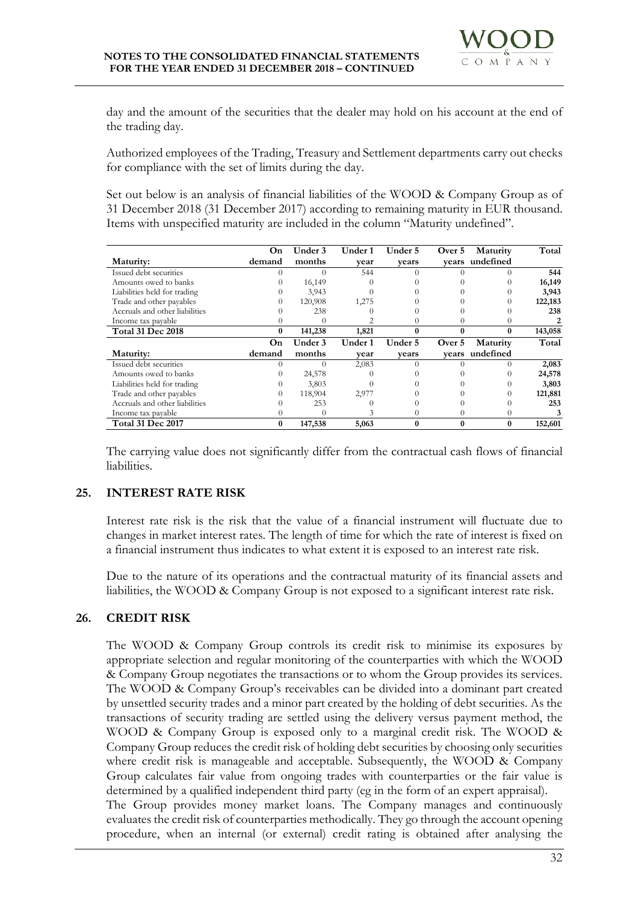day and the amount of the securities that the dealer may hold on his account at the end of the trading day.

Authorized employees of the Trading, Treasury and Settlement departments carry out checks for compliance with the set of limits during the day.

Set out below is an analysis of financial liabilities of the WOOD & Company Group as of 31 December 2018 (31 December 2017) according to remaining maturity in EUR thousand. Items with unspecified maturity are included in the column "Maturity undefined".

| Maturity: | On demand | Under 3 months | Under 1 year | Under 5 years | Over 5 years | Maturity undefined | Total |
|---|---|---|---|---|---|---|---|
| Issued debt securities | 0 | 0 | 544 | 0 | 0 | 0 | **544** |
| Amounts owed to banks | 0 | 16,149 | 0 | 0 | 0 | 0 | **16,149** |
| Liabilities held for trading | 0 | 3,943 | 0 | 0 | 0 | 0 | **3,943** |
| Trade and other payables | 0 | 120,908 | 1,275 | 0 | 0 | 0 | **122,183** |
| Accruals and other liabilities | 0 | 238 | 0 | 0 | 0 | 0 | **238** |
| Income tax payable | 0 | 0 | 2 | 0 | 0 | 0 | **2** |
| **Total 31 Dec 2018** | **0** | **141,238** | **1,821** | **0** | **0** | **0** | **143,058** |
| **Maturity:** | **On demand** | **Under 3 months** | **Under 1 year** | **Under 5 years** | **Over 5 years** | **Maturity undefined** | **Total** |
| Issued debt securities | 0 | 0 | 2,083 | 0 | 0 | 0 | **2,083** |
| Amounts owed to banks | 0 | 24,578 | 0 | 0 | 0 | 0 | **24,578** |
| Liabilities held for trading | 0 | 3,803 | 0 | 0 | 0 | 0 | **3,803** |
| Trade and other payables | 0 | 118,904 | 2,977 | 0 | 0 | 0 | **121,881** |
| Accruals and other liabilities | 0 | 253 | 0 | 0 | 0 | 0 | **253** |
| Income tax payable | 0 | 0 | 3 | 0 | 0 | 0 | **3** |
| **Total 31 Dec 2017** | **0** | **147,538** | **5,063** | **0** | **0** | **0** | **152,601** |

The carrying value does not significantly differ from the contractual cash flows of financial liabilities.

## 25. INTEREST RATE RISK

Interest rate risk is the risk that the value of a financial instrument will fluctuate due to changes in market interest rates. The length of time for which the rate of interest is fixed on a financial instrument thus indicates to what extent it is exposed to an interest rate risk.

Due to the nature of its operations and the contractual maturity of its financial assets and liabilities, the WOOD & Company Group is not exposed to a significant interest rate risk.

## 26. CREDIT RISK

The WOOD & Company Group controls its credit risk to minimise its exposures by appropriate selection and regular monitoring of the counterparties with which the WOOD & Company Group negotiates the transactions or to whom the Group provides its services. The WOOD & Company Group's receivables can be divided into a dominant part created by unsettled security trades and a minor part created by the holding of debt securities. As the transactions of security trading are settled using the delivery versus payment method, the WOOD & Company Group is exposed only to a marginal credit risk. The WOOD & Company Group reduces the credit risk of holding debt securities by choosing only securities where credit risk is manageable and acceptable. Subsequently, the WOOD & Company Group calculates fair value from ongoing trades with counterparties or the fair value is determined by a qualified independent third party (eg in the form of an expert appraisal).
The Group provides money market loans. The Company manages and continuously evaluates the credit risk of counterparties methodically. They go through the account opening procedure, when an internal (or external) credit rating is obtained after analysing the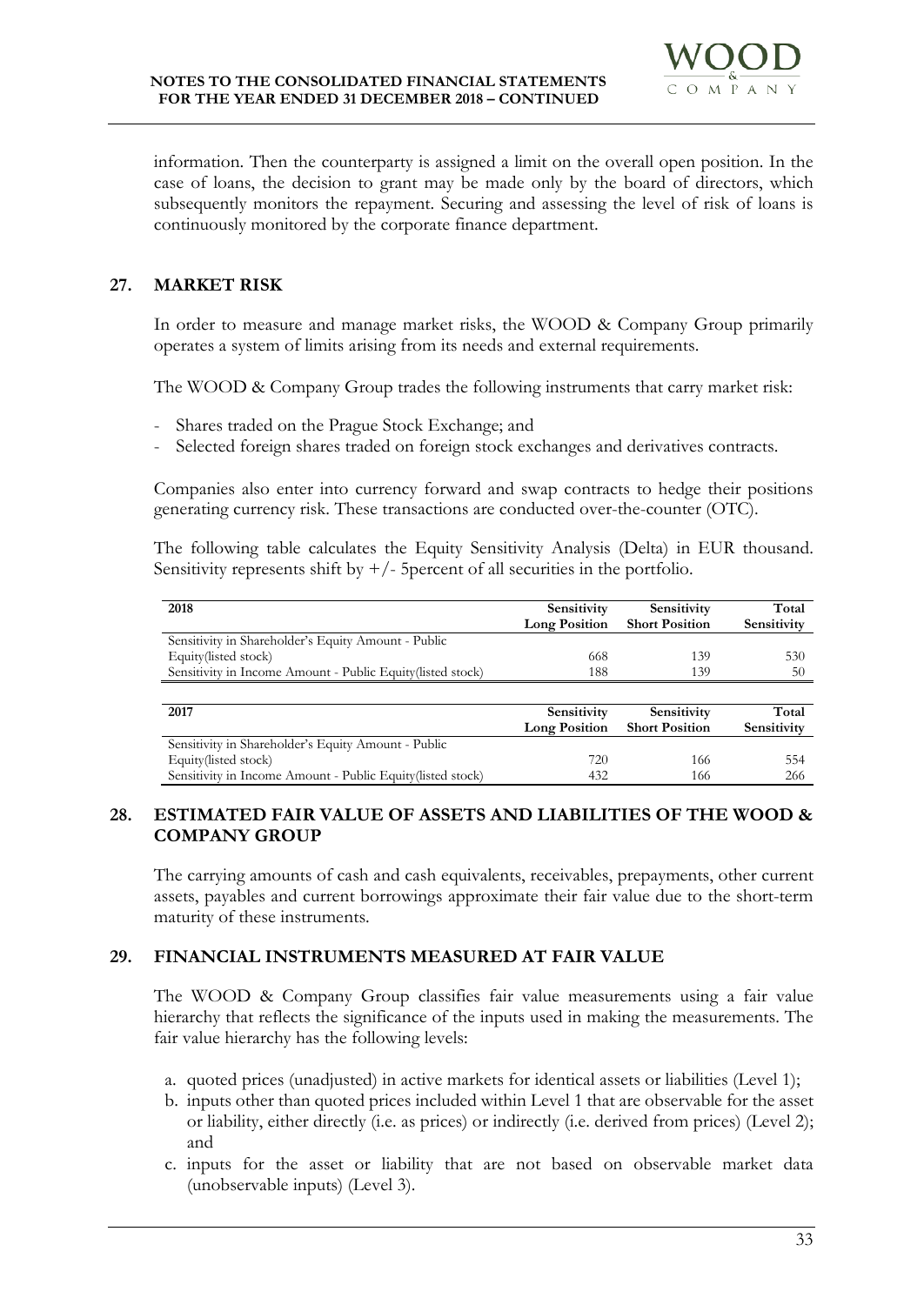information. Then the counterparty is assigned a limit on the overall open position. In the case of loans, the decision to grant may be made only by the board of directors, which subsequently monitors the repayment. Securing and assessing the level of risk of loans is continuously monitored by the corporate finance department.

## 27. MARKET RISK

In order to measure and manage market risks, the WOOD & Company Group primarily operates a system of limits arising from its needs and external requirements.

The WOOD & Company Group trades the following instruments that carry market risk:

- Shares traded on the Prague Stock Exchange; and
- Selected foreign shares traded on foreign stock exchanges and derivatives contracts.

Companies also enter into currency forward and swap contracts to hedge their positions generating currency risk. These transactions are conducted over-the-counter (OTC).

The following table calculates the Equity Sensitivity Analysis (Delta) in EUR thousand. Sensitivity represents shift by +/- 5percent of all securities in the portfolio.

| 2018 | Sensitivity Long Position | Sensitivity Short Position | Total Sensitivity |
|---|---|---|---|
| Sensitivity in Shareholder's Equity Amount - Public Equity(listed stock) | 668 | 139 | 530 |
| Sensitivity in Income Amount - Public Equity(listed stock) | 188 | 139 | 50 |

| 2017 | Sensitivity Long Position | Sensitivity Short Position | Total Sensitivity |
|---|---|---|---|
| Sensitivity in Shareholder's Equity Amount - Public Equity(listed stock) | 720 | 166 | 554 |
| Sensitivity in Income Amount - Public Equity(listed stock) | 432 | 166 | 266 |

## 28. ESTIMATED FAIR VALUE OF ASSETS AND LIABILITIES OF THE WOOD & COMPANY GROUP

The carrying amounts of cash and cash equivalents, receivables, prepayments, other current assets, payables and current borrowings approximate their fair value due to the short-term maturity of these instruments.

## 29. FINANCIAL INSTRUMENTS MEASURED AT FAIR VALUE

The WOOD & Company Group classifies fair value measurements using a fair value hierarchy that reflects the significance of the inputs used in making the measurements. The fair value hierarchy has the following levels:

a. quoted prices (unadjusted) in active markets for identical assets or liabilities (Level 1);
b. inputs other than quoted prices included within Level 1 that are observable for the asset or liability, either directly (i.e. as prices) or indirectly (i.e. derived from prices) (Level 2); and
c. inputs for the asset or liability that are not based on observable market data (unobservable inputs) (Level 3).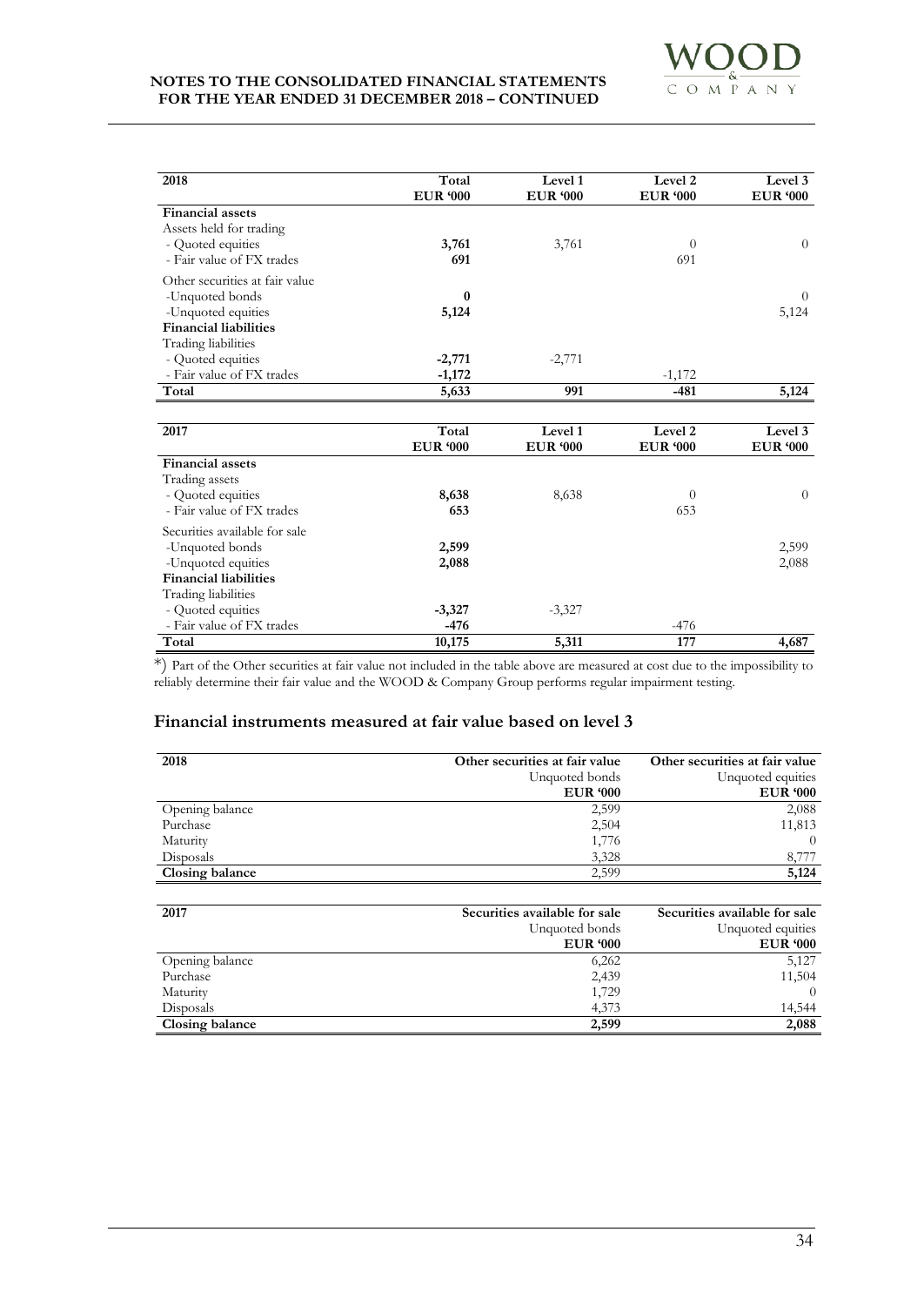| 2018 | Total<br>EUR '000 | Level 1<br>EUR '000 | Level 2<br>EUR '000 | Level 3<br>EUR '000 |
|---|---|---|---|---|
| **Financial assets** | | | | |
| Assets held for trading | | | | |
| - Quoted equities | **3,761** | 3,761 | 0 | 0 |
| - Fair value of FX trades | **691** | | 691 | |
| Other securities at fair value | | | | |
| -Unquoted bonds | **0** | | | 0 |
| -Unquoted equities | **5,124** | | | 5,124 |
| **Financial liabilities** | | | | |
| Trading liabilities | | | | |
| - Quoted equities | **-2,771** | -2,771 | | |
| - Fair value of FX trades | **-1,172** | | -1,172 | |
| **Total** | **5,633** | **991** | **-481** | **5,124** |

| 2017 | Total<br>EUR '000 | Level 1<br>EUR '000 | Level 2<br>EUR '000 | Level 3<br>EUR '000 |
|---|---|---|---|---|
| **Financial assets** | | | | |
| Trading assets | | | | |
| - Quoted equities | **8,638** | 8,638 | 0 | 0 |
| - Fair value of FX trades | **653** | | 653 | |
| Securities available for sale | | | | |
| -Unquoted bonds | **2,599** | | | 2,599 |
| -Unquoted equities | **2,088** | | | 2,088 |
| **Financial liabilities** | | | | |
| Trading liabilities | | | | |
| - Quoted equities | **-3,327** | -3,327 | | |
| - Fair value of FX trades | **-476** | | -476 | |
| **Total** | **10,175** | **5,311** | **177** | **4,687** |

*) Part of the Other securities at fair value not included in the table above are measured at cost due to the impossibility to reliably determine their fair value and the WOOD & Company Group performs regular impairment testing.

## Financial instruments measured at fair value based on level 3

| 2018 | Other securities at fair value<br>Unquoted bonds<br>EUR '000 | Other securities at fair value<br>Unquoted equities<br>EUR '000 |
|---|---|---|
| Opening balance | 2,599 | 2,088 |
| Purchase | 2,504 | 11,813 |
| Maturity | 1,776 | 0 |
| Disposals | 3,328 | 8,777 |
| **Closing balance** | 2,599 | **5,124** |

| 2017 | Securities available for sale<br>Unquoted bonds<br>EUR '000 | Securities available for sale<br>Unquoted equities<br>EUR '000 |
|---|---|---|
| Opening balance | 6,262 | 5,127 |
| Purchase | 2,439 | 11,504 |
| Maturity | 1,729 | 0 |
| Disposals | 4,373 | 14,544 |
| **Closing balance** | **2,599** | **2,088** |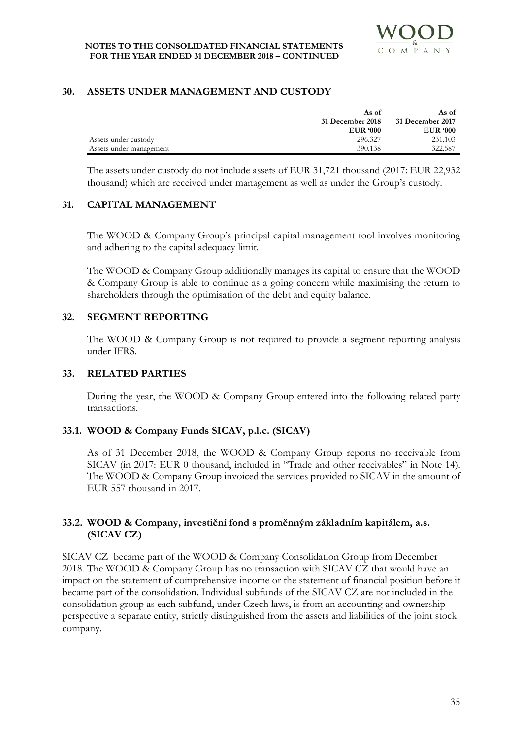## 30. ASSETS UNDER MANAGEMENT AND CUSTODY

| | As of 31 December 2018 EUR '000 | As of 31 December 2017 EUR '000 |
|---|---|---|
| Assets under custody | 296,327 | 231,103 |
| Assets under management | 390,138 | 322,587 |

The assets under custody do not include assets of EUR 31,721 thousand (2017: EUR 22,932 thousand) which are received under management as well as under the Group's custody.

## 31. CAPITAL MANAGEMENT

The WOOD & Company Group's principal capital management tool involves monitoring and adhering to the capital adequacy limit.

The WOOD & Company Group additionally manages its capital to ensure that the WOOD & Company Group is able to continue as a going concern while maximising the return to shareholders through the optimisation of the debt and equity balance.

## 32. SEGMENT REPORTING

The WOOD & Company Group is not required to provide a segment reporting analysis under IFRS.

## 33. RELATED PARTIES

During the year, the WOOD & Company Group entered into the following related party transactions.

### 33.1. WOOD & Company Funds SICAV, p.l.c. (SICAV)

As of 31 December 2018, the WOOD & Company Group reports no receivable from SICAV (in 2017: EUR 0 thousand, included in "Trade and other receivables" in Note 14). The WOOD & Company Group invoiced the services provided to SICAV in the amount of EUR 557 thousand in 2017.

### 33.2. WOOD & Company, investiční fond s proměnným základním kapitálem, a.s. (SICAV CZ)

SICAV CZ became part of the WOOD & Company Consolidation Group from December 2018. The WOOD & Company Group has no transaction with SICAV CZ that would have an impact on the statement of comprehensive income or the statement of financial position before it became part of the consolidation. Individual subfunds of the SICAV CZ are not included in the consolidation group as each subfund, under Czech laws, is from an accounting and ownership perspective a separate entity, strictly distinguished from the assets and liabilities of the joint stock company.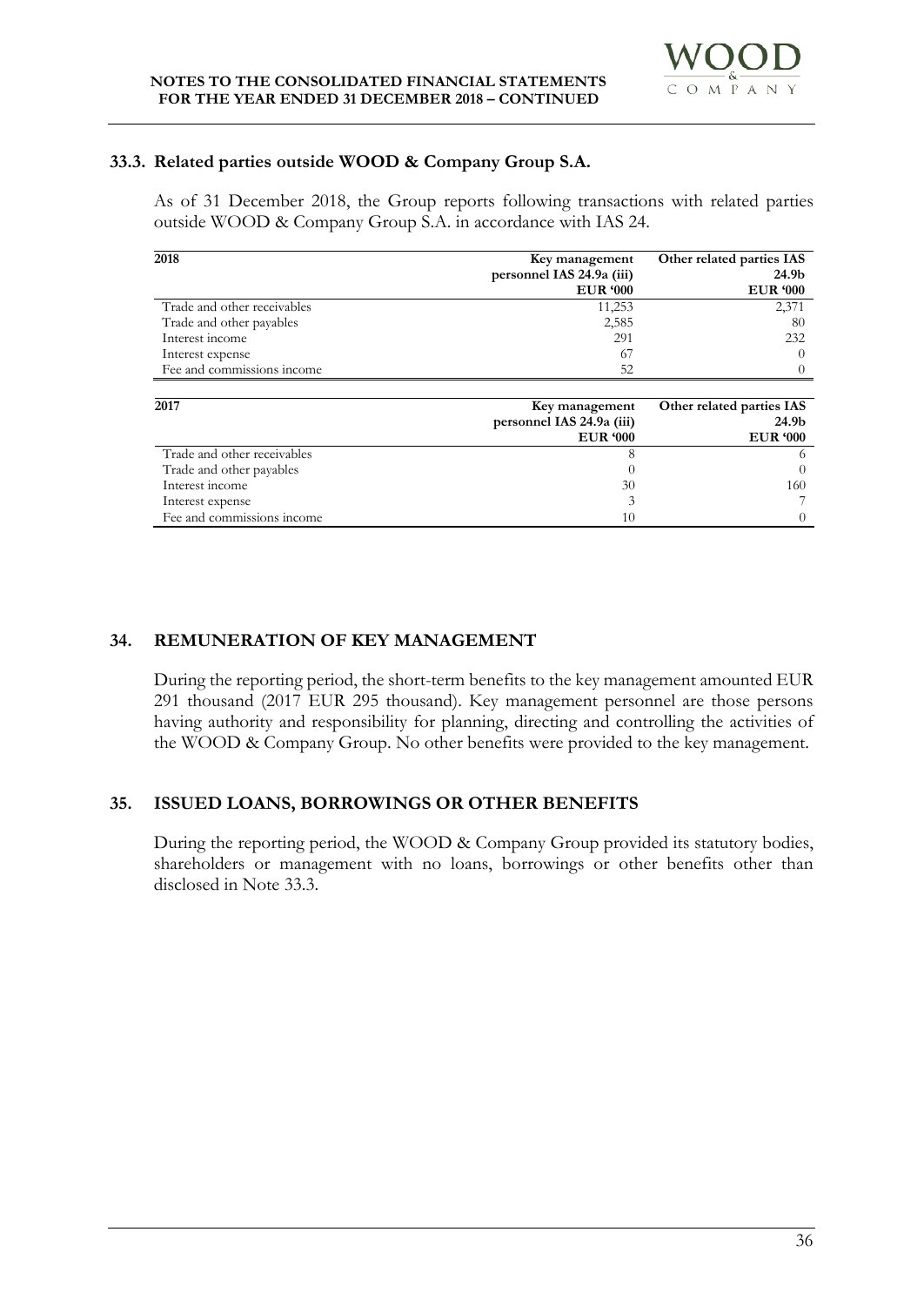### 33.3. Related parties outside WOOD & Company Group S.A.

As of 31 December 2018, the Group reports following transactions with related parties outside WOOD & Company Group S.A. in accordance with IAS 24.

| 2018 | Key management personnel IAS 24.9a (iii) EUR '000 | Other related parties IAS 24.9b EUR '000 |
|---|---|---|
| Trade and other receivables | 11,253 | 2,371 |
| Trade and other payables | 2,585 | 80 |
| Interest income | 291 | 232 |
| Interest expense | 67 | 0 |
| Fee and commissions income | 52 | 0 |

| 2017 | Key management personnel IAS 24.9a (iii) EUR '000 | Other related parties IAS 24.9b EUR '000 |
|---|---|---|
| Trade and other receivables | 8 | 6 |
| Trade and other payables | 0 | 0 |
| Interest income | 30 | 160 |
| Interest expense | 3 | 7 |
| Fee and commissions income | 10 | 0 |

## 34. REMUNERATION OF KEY MANAGEMENT

During the reporting period, the short-term benefits to the key management amounted EUR 291 thousand (2017 EUR 295 thousand). Key management personnel are those persons having authority and responsibility for planning, directing and controlling the activities of the WOOD & Company Group. No other benefits were provided to the key management.

## 35. ISSUED LOANS, BORROWINGS OR OTHER BENEFITS

During the reporting period, the WOOD & Company Group provided its statutory bodies, shareholders or management with no loans, borrowings or other benefits other than disclosed in Note 33.3.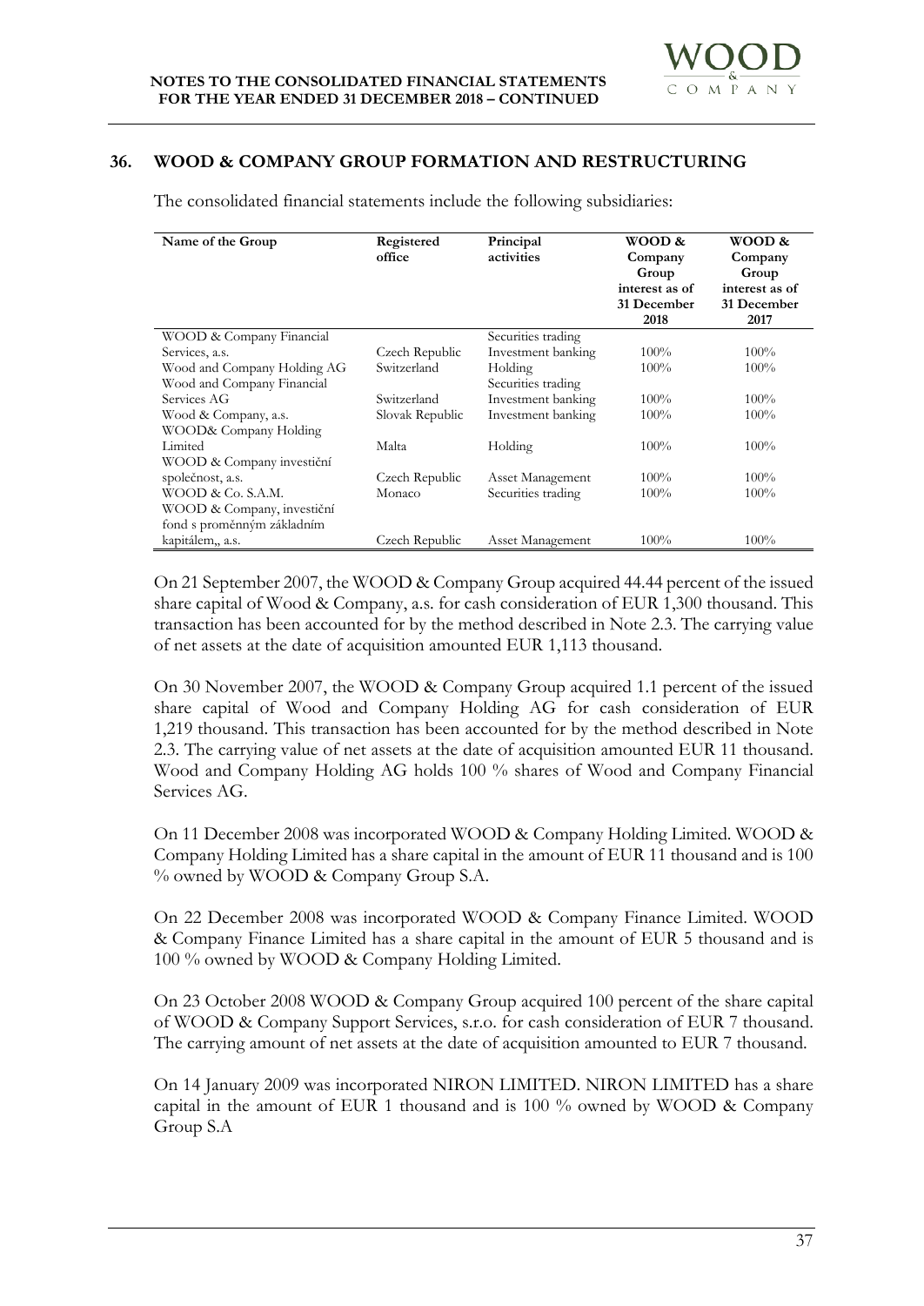## 36. WOOD & COMPANY GROUP FORMATION AND RESTRUCTURING

The consolidated financial statements include the following subsidiaries:

| Name of the Group | Registered office | Principal activities | WOOD & Company Group interest as of 31 December 2018 | WOOD & Company Group interest as of 31 December 2017 |
|---|---|---|---|---|
| WOOD & Company Financial Services, a.s. | Czech Republic | Securities trading Investment banking | 100% | 100% |
| Wood and Company Holding AG | Switzerland | Holding | 100% | 100% |
| Wood and Company Financial Services AG | Switzerland | Securities trading Investment banking | 100% | 100% |
| Wood & Company, a.s. | Slovak Republic | Investment banking | 100% | 100% |
| WOOD& Company Holding Limited | Malta | Holding | 100% | 100% |
| WOOD & Company investiční společnost, a.s. | Czech Republic | Asset Management | 100% | 100% |
| WOOD & Co. S.A.M. | Monaco | Securities trading | 100% | 100% |
| WOOD & Company, investiční fond s proměnným základním kapitálem,, a.s. | Czech Republic | Asset Management | 100% | 100% |

On 21 September 2007, the WOOD & Company Group acquired 44.44 percent of the issued share capital of Wood & Company, a.s. for cash consideration of EUR 1,300 thousand. This transaction has been accounted for by the method described in Note 2.3. The carrying value of net assets at the date of acquisition amounted EUR 1,113 thousand.

On 30 November 2007, the WOOD & Company Group acquired 1.1 percent of the issued share capital of Wood and Company Holding AG for cash consideration of EUR 1,219 thousand. This transaction has been accounted for by the method described in Note 2.3. The carrying value of net assets at the date of acquisition amounted EUR 11 thousand. Wood and Company Holding AG holds 100 % shares of Wood and Company Financial Services AG.

On 11 December 2008 was incorporated WOOD & Company Holding Limited. WOOD & Company Holding Limited has a share capital in the amount of EUR 11 thousand and is 100 % owned by WOOD & Company Group S.A.

On 22 December 2008 was incorporated WOOD & Company Finance Limited. WOOD & Company Finance Limited has a share capital in the amount of EUR 5 thousand and is 100 % owned by WOOD & Company Holding Limited.

On 23 October 2008 WOOD & Company Group acquired 100 percent of the share capital of WOOD & Company Support Services, s.r.o. for cash consideration of EUR 7 thousand. The carrying amount of net assets at the date of acquisition amounted to EUR 7 thousand.

On 14 January 2009 was incorporated NIRON LIMITED. NIRON LIMITED has a share capital in the amount of EUR 1 thousand and is 100 % owned by WOOD & Company Group S.A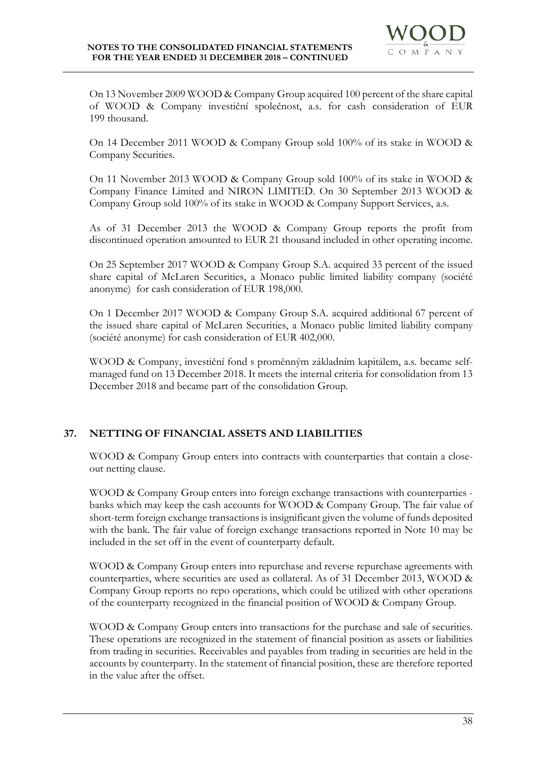On 13 November 2009 WOOD & Company Group acquired 100 percent of the share capital of WOOD & Company investiční společnost, a.s. for cash consideration of EUR 199 thousand.

On 14 December 2011 WOOD & Company Group sold 100% of its stake in WOOD & Company Securities.

On 11 November 2013 WOOD & Company Group sold 100% of its stake in WOOD & Company Finance Limited and NIRON LIMITED. On 30 September 2013 WOOD & Company Group sold 100% of its stake in WOOD & Company Support Services, a.s.

As of 31 December 2013 the WOOD & Company Group reports the profit from discontinued operation amounted to EUR 21 thousand included in other operating income.

On 25 September 2017 WOOD & Company Group S.A. acquired 33 percent of the issued share capital of McLaren Securities, a Monaco public limited liability company (société anonyme) for cash consideration of EUR 198,000.

On 1 December 2017 WOOD & Company Group S.A. acquired additional 67 percent of the issued share capital of McLaren Securities, a Monaco public limited liability company (société anonyme) for cash consideration of EUR 402,000.

WOOD & Company, investiční fond s proměnným základním kapitálem, a.s. became self-managed fund on 13 December 2018. It meets the internal criteria for consolidation from 13 December 2018 and became part of the consolidation Group.

## 37. NETTING OF FINANCIAL ASSETS AND LIABILITIES

WOOD & Company Group enters into contracts with counterparties that contain a close-out netting clause.

WOOD & Company Group enters into foreign exchange transactions with counterparties - banks which may keep the cash accounts for WOOD & Company Group. The fair value of short-term foreign exchange transactions is insignificant given the volume of funds deposited with the bank. The fair value of foreign exchange transactions reported in Note 10 may be included in the set off in the event of counterparty default.

WOOD & Company Group enters into repurchase and reverse repurchase agreements with counterparties, where securities are used as collateral. As of 31 December 2013, WOOD & Company Group reports no repo operations, which could be utilized with other operations of the counterparty recognized in the financial position of WOOD & Company Group.

WOOD & Company Group enters into transactions for the purchase and sale of securities. These operations are recognized in the statement of financial position as assets or liabilities from trading in securities. Receivables and payables from trading in securities are held in the accounts by counterparty. In the statement of financial position, these are therefore reported in the value after the offset.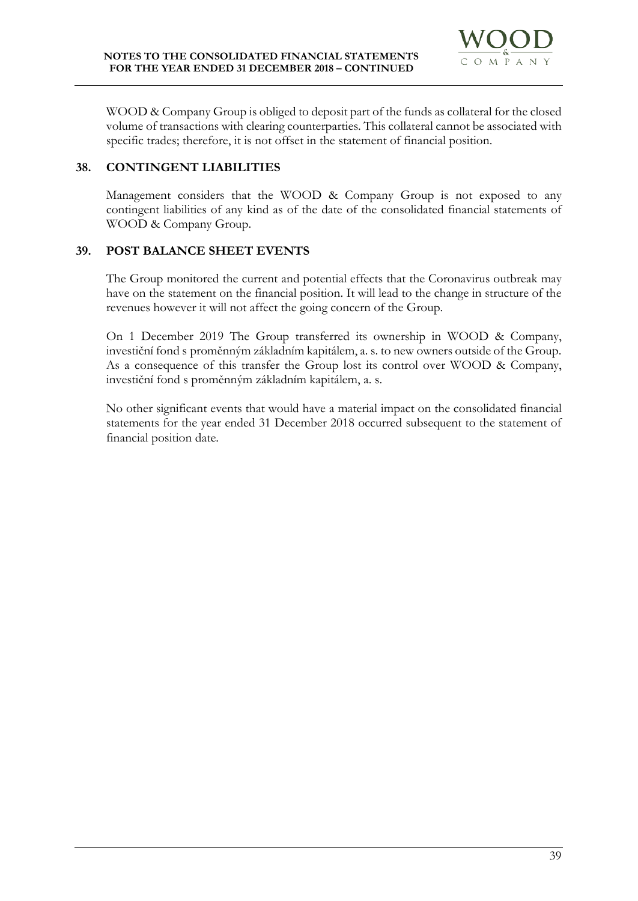WOOD & Company Group is obliged to deposit part of the funds as collateral for the closed volume of transactions with clearing counterparties. This collateral cannot be associated with specific trades; therefore, it is not offset in the statement of financial position.

## 38. CONTINGENT LIABILITIES

Management considers that the WOOD & Company Group is not exposed to any contingent liabilities of any kind as of the date of the consolidated financial statements of WOOD & Company Group.

## 39. POST BALANCE SHEET EVENTS

The Group monitored the current and potential effects that the Coronavirus outbreak may have on the statement on the financial position. It will lead to the change in structure of the revenues however it will not affect the going concern of the Group.

On 1 December 2019 The Group transferred its ownership in WOOD & Company, investiční fond s proměnným základním kapitálem, a. s. to new owners outside of the Group. As a consequence of this transfer the Group lost its control over WOOD & Company, investiční fond s proměnným základním kapitálem, a. s.

No other significant events that would have a material impact on the consolidated financial statements for the year ended 31 December 2018 occurred subsequent to the statement of financial position date.